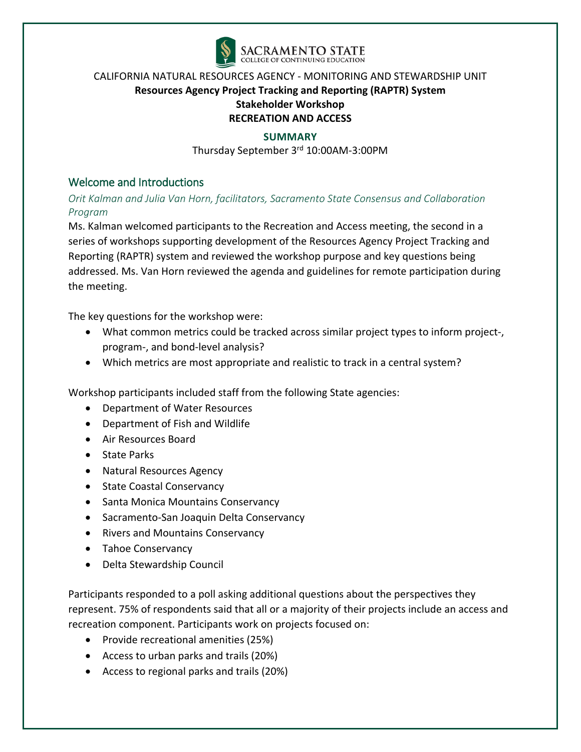SACRAMENTO STATE
COLLEGE OF CONTINUING EDUCATION

CALIFORNIA NATURAL RESOURCES AGENCY - MONITORING AND STEWARDSHIP UNIT

**Resources Agency Project Tracking and Reporting (RAPTR) System**

**Stakeholder Workshop**

**RECREATION AND ACCESS**

**SUMMARY**

Thursday September 3rd 10:00AM-3:00PM

## Welcome and Introductions

*Orit Kalman and Julia Van Horn, facilitators, Sacramento State Consensus and Collaboration Program*

Ms. Kalman welcomed participants to the Recreation and Access meeting, the second in a series of workshops supporting development of the Resources Agency Project Tracking and Reporting (RAPTR) system and reviewed the workshop purpose and key questions being addressed. Ms. Van Horn reviewed the agenda and guidelines for remote participation during the meeting.

The key questions for the workshop were:

- What common metrics could be tracked across similar project types to inform project-, program-, and bond-level analysis?
- Which metrics are most appropriate and realistic to track in a central system?

Workshop participants included staff from the following State agencies:

- Department of Water Resources
- Department of Fish and Wildlife
- Air Resources Board
- State Parks
- Natural Resources Agency
- State Coastal Conservancy
- Santa Monica Mountains Conservancy
- Sacramento-San Joaquin Delta Conservancy
- Rivers and Mountains Conservancy
- Tahoe Conservancy
- Delta Stewardship Council

Participants responded to a poll asking additional questions about the perspectives they represent. 75% of respondents said that all or a majority of their projects include an access and recreation component. Participants work on projects focused on:

- Provide recreational amenities (25%)
- Access to urban parks and trails (20%)
- Access to regional parks and trails (20%)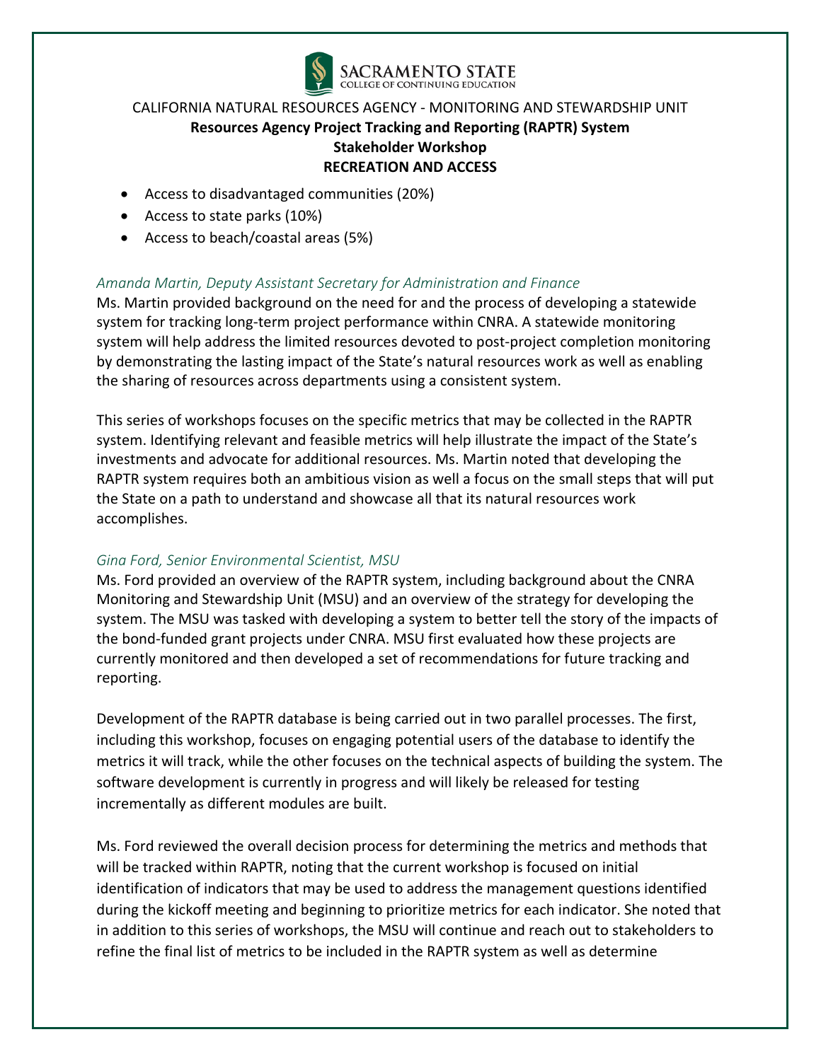- Access to disadvantaged communities (20%)
- Access to state parks (10%)
- Access to beach/coastal areas (5%)

*Amanda Martin, Deputy Assistant Secretary for Administration and Finance*

Ms. Martin provided background on the need for and the process of developing a statewide system for tracking long-term project performance within CNRA. A statewide monitoring system will help address the limited resources devoted to post-project completion monitoring by demonstrating the lasting impact of the State's natural resources work as well as enabling the sharing of resources across departments using a consistent system.

This series of workshops focuses on the specific metrics that may be collected in the RAPTR system. Identifying relevant and feasible metrics will help illustrate the impact of the State's investments and advocate for additional resources. Ms. Martin noted that developing the RAPTR system requires both an ambitious vision as well a focus on the small steps that will put the State on a path to understand and showcase all that its natural resources work accomplishes.

*Gina Ford, Senior Environmental Scientist, MSU*

Ms. Ford provided an overview of the RAPTR system, including background about the CNRA Monitoring and Stewardship Unit (MSU) and an overview of the strategy for developing the system. The MSU was tasked with developing a system to better tell the story of the impacts of the bond-funded grant projects under CNRA. MSU first evaluated how these projects are currently monitored and then developed a set of recommendations for future tracking and reporting.

Development of the RAPTR database is being carried out in two parallel processes. The first, including this workshop, focuses on engaging potential users of the database to identify the metrics it will track, while the other focuses on the technical aspects of building the system. The software development is currently in progress and will likely be released for testing incrementally as different modules are built.

Ms. Ford reviewed the overall decision process for determining the metrics and methods that will be tracked within RAPTR, noting that the current workshop is focused on initial identification of indicators that may be used to address the management questions identified during the kickoff meeting and beginning to prioritize metrics for each indicator. She noted that in addition to this series of workshops, the MSU will continue and reach out to stakeholders to refine the final list of metrics to be included in the RAPTR system as well as determine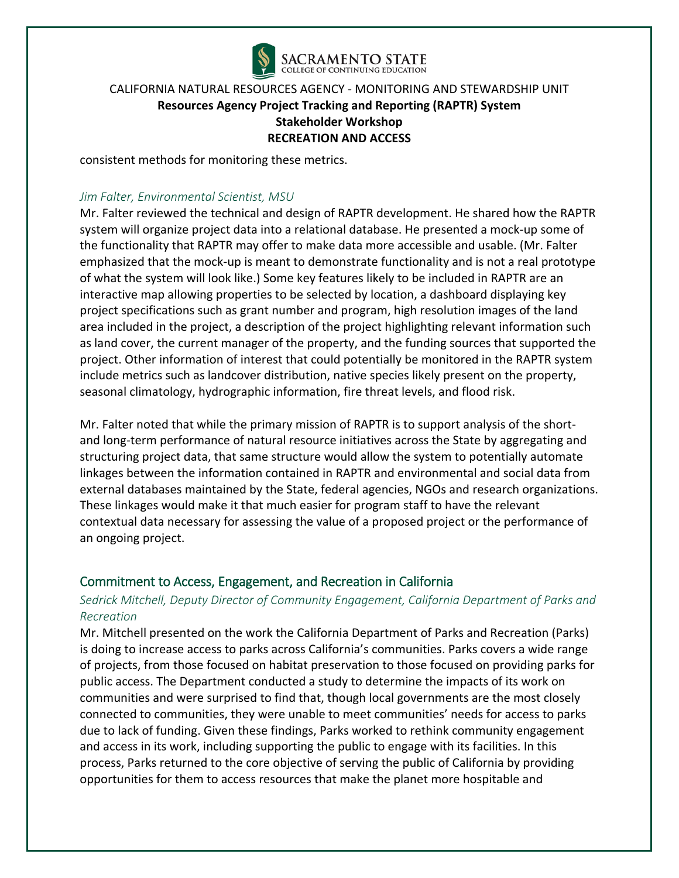consistent methods for monitoring these metrics.

*Jim Falter, Environmental Scientist, MSU*

Mr. Falter reviewed the technical and design of RAPTR development. He shared how the RAPTR system will organize project data into a relational database. He presented a mock-up some of the functionality that RAPTR may offer to make data more accessible and usable. (Mr. Falter emphasized that the mock-up is meant to demonstrate functionality and is not a real prototype of what the system will look like.) Some key features likely to be included in RAPTR are an interactive map allowing properties to be selected by location, a dashboard displaying key project specifications such as grant number and program, high resolution images of the land area included in the project, a description of the project highlighting relevant information such as land cover, the current manager of the property, and the funding sources that supported the project. Other information of interest that could potentially be monitored in the RAPTR system include metrics such as landcover distribution, native species likely present on the property, seasonal climatology, hydrographic information, fire threat levels, and flood risk.

Mr. Falter noted that while the primary mission of RAPTR is to support analysis of the short- and long-term performance of natural resource initiatives across the State by aggregating and structuring project data, that same structure would allow the system to potentially automate linkages between the information contained in RAPTR and environmental and social data from external databases maintained by the State, federal agencies, NGOs and research organizations. These linkages would make it that much easier for program staff to have the relevant contextual data necessary for assessing the value of a proposed project or the performance of an ongoing project.

## Commitment to Access, Engagement, and Recreation in California

*Sedrick Mitchell, Deputy Director of Community Engagement, California Department of Parks and Recreation*

Mr. Mitchell presented on the work the California Department of Parks and Recreation (Parks) is doing to increase access to parks across California's communities. Parks covers a wide range of projects, from those focused on habitat preservation to those focused on providing parks for public access. The Department conducted a study to determine the impacts of its work on communities and were surprised to find that, though local governments are the most closely connected to communities, they were unable to meet communities' needs for access to parks due to lack of funding. Given these findings, Parks worked to rethink community engagement and access in its work, including supporting the public to engage with its facilities. In this process, Parks returned to the core objective of serving the public of California by providing opportunities for them to access resources that make the planet more hospitable and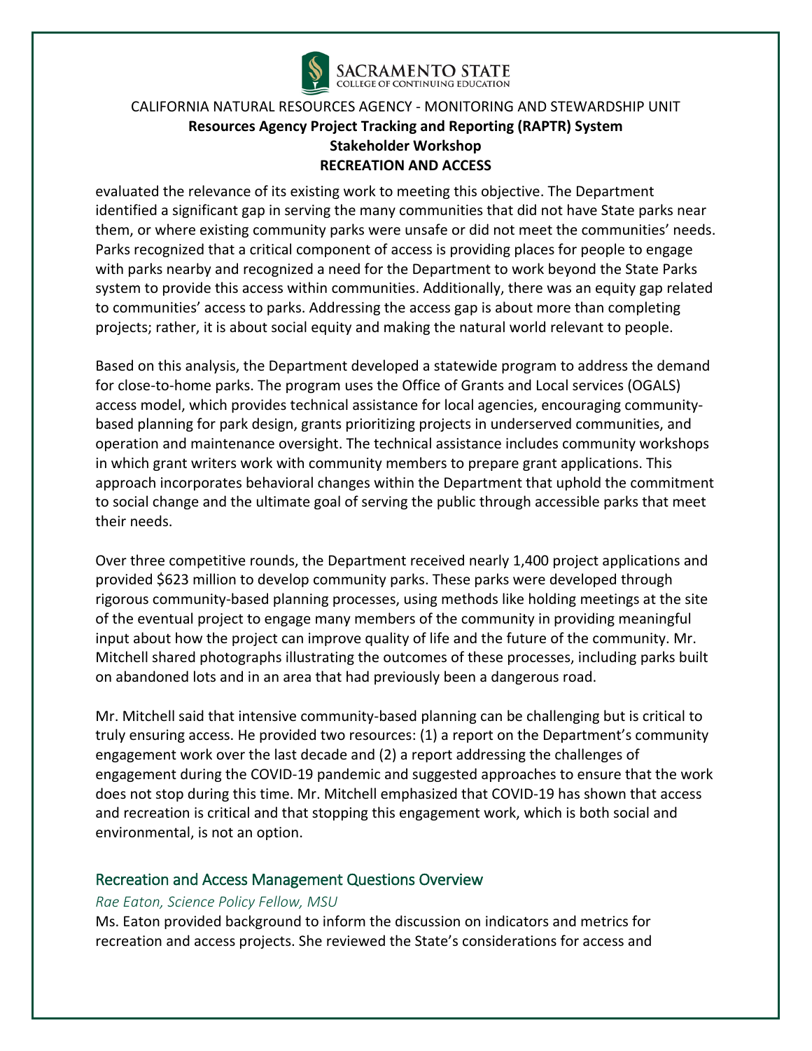evaluated the relevance of its existing work to meeting this objective. The Department identified a significant gap in serving the many communities that did not have State parks near them, or where existing community parks were unsafe or did not meet the communities' needs. Parks recognized that a critical component of access is providing places for people to engage with parks nearby and recognized a need for the Department to work beyond the State Parks system to provide this access within communities. Additionally, there was an equity gap related to communities' access to parks. Addressing the access gap is about more than completing projects; rather, it is about social equity and making the natural world relevant to people.

Based on this analysis, the Department developed a statewide program to address the demand for close-to-home parks. The program uses the Office of Grants and Local services (OGALS) access model, which provides technical assistance for local agencies, encouraging community-based planning for park design, grants prioritizing projects in underserved communities, and operation and maintenance oversight. The technical assistance includes community workshops in which grant writers work with community members to prepare grant applications. This approach incorporates behavioral changes within the Department that uphold the commitment to social change and the ultimate goal of serving the public through accessible parks that meet their needs.

Over three competitive rounds, the Department received nearly 1,400 project applications and provided $623 million to develop community parks. These parks were developed through rigorous community-based planning processes, using methods like holding meetings at the site of the eventual project to engage many members of the community in providing meaningful input about how the project can improve quality of life and the future of the community. Mr. Mitchell shared photographs illustrating the outcomes of these processes, including parks built on abandoned lots and in an area that had previously been a dangerous road.

Mr. Mitchell said that intensive community-based planning can be challenging but is critical to truly ensuring access. He provided two resources: (1) a report on the Department's community engagement work over the last decade and (2) a report addressing the challenges of engagement during the COVID-19 pandemic and suggested approaches to ensure that the work does not stop during this time. Mr. Mitchell emphasized that COVID-19 has shown that access and recreation is critical and that stopping this engagement work, which is both social and environmental, is not an option.

## Recreation and Access Management Questions Overview

*Rae Eaton, Science Policy Fellow, MSU*

Ms. Eaton provided background to inform the discussion on indicators and metrics for recreation and access projects. She reviewed the State's considerations for access and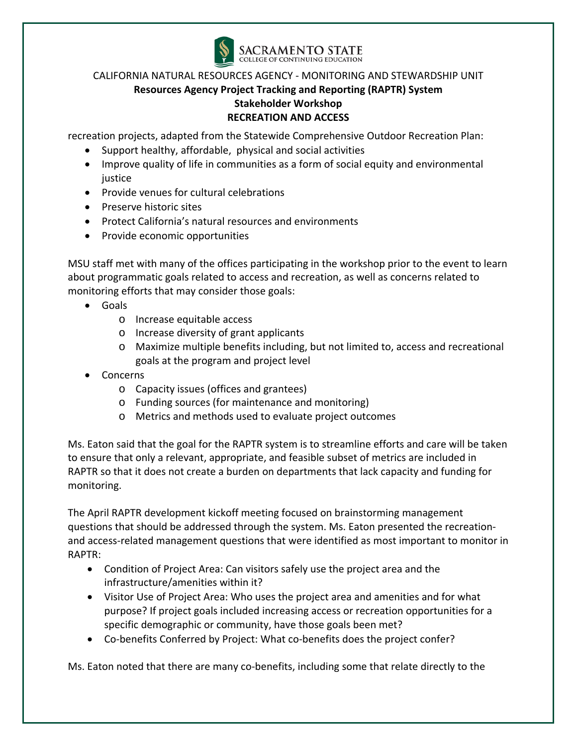recreation projects, adapted from the Statewide Comprehensive Outdoor Recreation Plan:

- Support healthy, affordable, physical and social activities
- Improve quality of life in communities as a form of social equity and environmental justice
- Provide venues for cultural celebrations
- Preserve historic sites
- Protect California's natural resources and environments
- Provide economic opportunities

MSU staff met with many of the offices participating in the workshop prior to the event to learn about programmatic goals related to access and recreation, as well as concerns related to monitoring efforts that may consider those goals:

- Goals
  - Increase equitable access
  - Increase diversity of grant applicants
  - Maximize multiple benefits including, but not limited to, access and recreational goals at the program and project level
- Concerns
  - Capacity issues (offices and grantees)
  - Funding sources (for maintenance and monitoring)
  - Metrics and methods used to evaluate project outcomes

Ms. Eaton said that the goal for the RAPTR system is to streamline efforts and care will be taken to ensure that only a relevant, appropriate, and feasible subset of metrics are included in RAPTR so that it does not create a burden on departments that lack capacity and funding for monitoring.

The April RAPTR development kickoff meeting focused on brainstorming management questions that should be addressed through the system. Ms. Eaton presented the recreation- and access-related management questions that were identified as most important to monitor in RAPTR:

- Condition of Project Area: Can visitors safely use the project area and the infrastructure/amenities within it?
- Visitor Use of Project Area: Who uses the project area and amenities and for what purpose? If project goals included increasing access or recreation opportunities for a specific demographic or community, have those goals been met?
- Co-benefits Conferred by Project: What co-benefits does the project confer?

Ms. Eaton noted that there are many co-benefits, including some that relate directly to the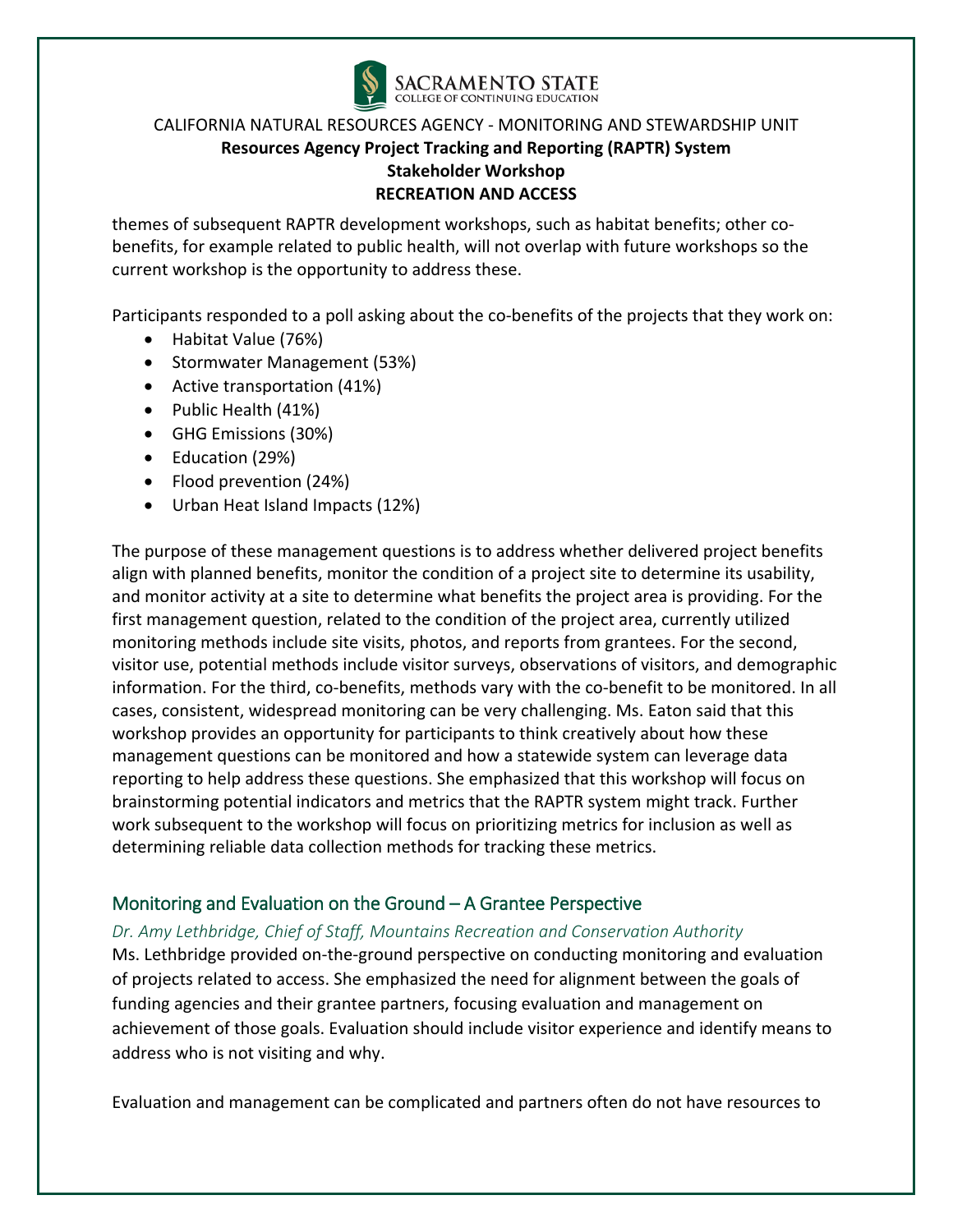themes of subsequent RAPTR development workshops, such as habitat benefits; other co-benefits, for example related to public health, will not overlap with future workshops so the current workshop is the opportunity to address these.

Participants responded to a poll asking about the co-benefits of the projects that they work on:

- Habitat Value (76%)
- Stormwater Management (53%)
- Active transportation (41%)
- Public Health (41%)
- GHG Emissions (30%)
- Education (29%)
- Flood prevention (24%)
- Urban Heat Island Impacts (12%)

The purpose of these management questions is to address whether delivered project benefits align with planned benefits, monitor the condition of a project site to determine its usability, and monitor activity at a site to determine what benefits the project area is providing. For the first management question, related to the condition of the project area, currently utilized monitoring methods include site visits, photos, and reports from grantees. For the second, visitor use, potential methods include visitor surveys, observations of visitors, and demographic information. For the third, co-benefits, methods vary with the co-benefit to be monitored. In all cases, consistent, widespread monitoring can be very challenging. Ms. Eaton said that this workshop provides an opportunity for participants to think creatively about how these management questions can be monitored and how a statewide system can leverage data reporting to help address these questions. She emphasized that this workshop will focus on brainstorming potential indicators and metrics that the RAPTR system might track. Further work subsequent to the workshop will focus on prioritizing metrics for inclusion as well as determining reliable data collection methods for tracking these metrics.

## Monitoring and Evaluation on the Ground – A Grantee Perspective

*Dr. Amy Lethbridge, Chief of Staff, Mountains Recreation and Conservation Authority*

Ms. Lethbridge provided on-the-ground perspective on conducting monitoring and evaluation of projects related to access. She emphasized the need for alignment between the goals of funding agencies and their grantee partners, focusing evaluation and management on achievement of those goals. Evaluation should include visitor experience and identify means to address who is not visiting and why.

Evaluation and management can be complicated and partners often do not have resources to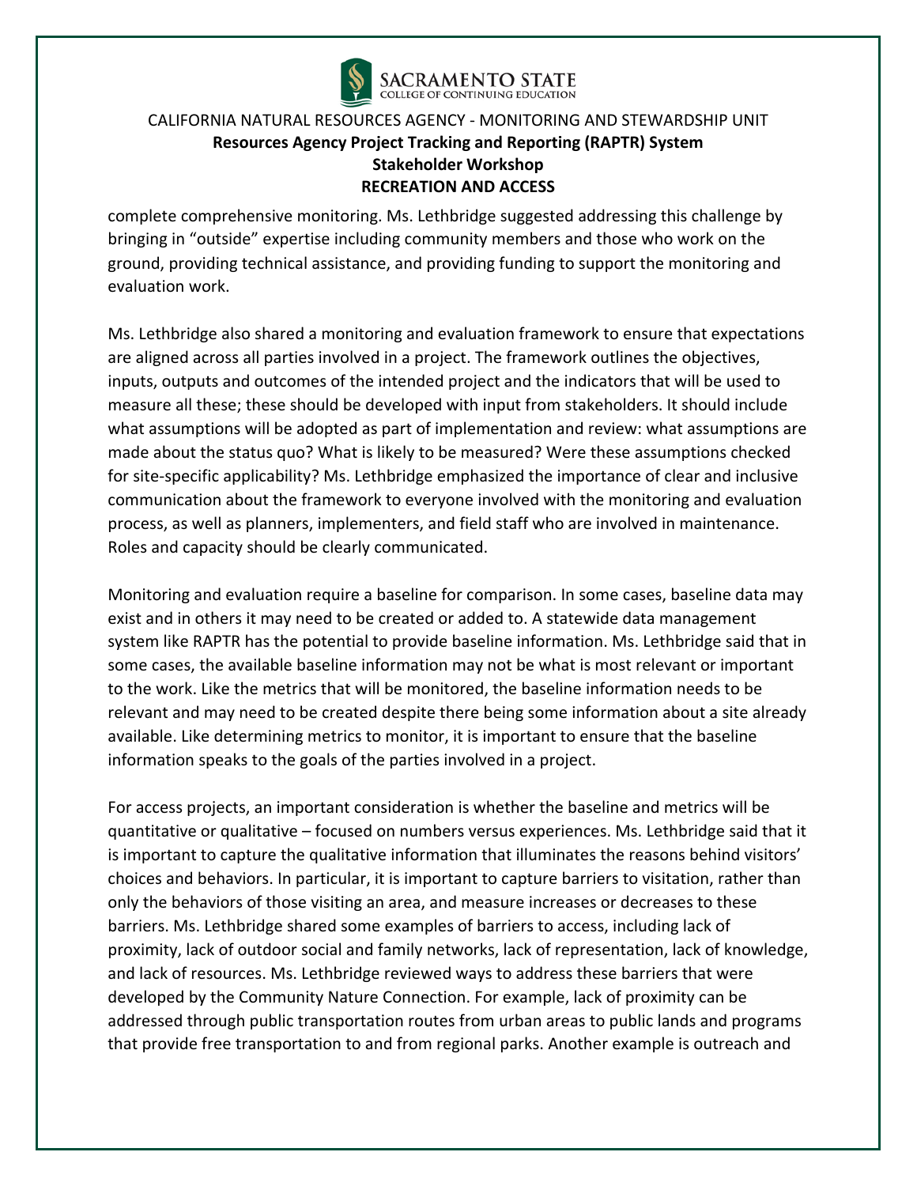complete comprehensive monitoring. Ms. Lethbridge suggested addressing this challenge by bringing in "outside" expertise including community members and those who work on the ground, providing technical assistance, and providing funding to support the monitoring and evaluation work.

Ms. Lethbridge also shared a monitoring and evaluation framework to ensure that expectations are aligned across all parties involved in a project. The framework outlines the objectives, inputs, outputs and outcomes of the intended project and the indicators that will be used to measure all these; these should be developed with input from stakeholders. It should include what assumptions will be adopted as part of implementation and review: what assumptions are made about the status quo? What is likely to be measured? Were these assumptions checked for site-specific applicability? Ms. Lethbridge emphasized the importance of clear and inclusive communication about the framework to everyone involved with the monitoring and evaluation process, as well as planners, implementers, and field staff who are involved in maintenance. Roles and capacity should be clearly communicated.

Monitoring and evaluation require a baseline for comparison. In some cases, baseline data may exist and in others it may need to be created or added to. A statewide data management system like RAPTR has the potential to provide baseline information. Ms. Lethbridge said that in some cases, the available baseline information may not be what is most relevant or important to the work. Like the metrics that will be monitored, the baseline information needs to be relevant and may need to be created despite there being some information about a site already available. Like determining metrics to monitor, it is important to ensure that the baseline information speaks to the goals of the parties involved in a project.

For access projects, an important consideration is whether the baseline and metrics will be quantitative or qualitative – focused on numbers versus experiences. Ms. Lethbridge said that it is important to capture the qualitative information that illuminates the reasons behind visitors' choices and behaviors. In particular, it is important to capture barriers to visitation, rather than only the behaviors of those visiting an area, and measure increases or decreases to these barriers. Ms. Lethbridge shared some examples of barriers to access, including lack of proximity, lack of outdoor social and family networks, lack of representation, lack of knowledge, and lack of resources. Ms. Lethbridge reviewed ways to address these barriers that were developed by the Community Nature Connection. For example, lack of proximity can be addressed through public transportation routes from urban areas to public lands and programs that provide free transportation to and from regional parks. Another example is outreach and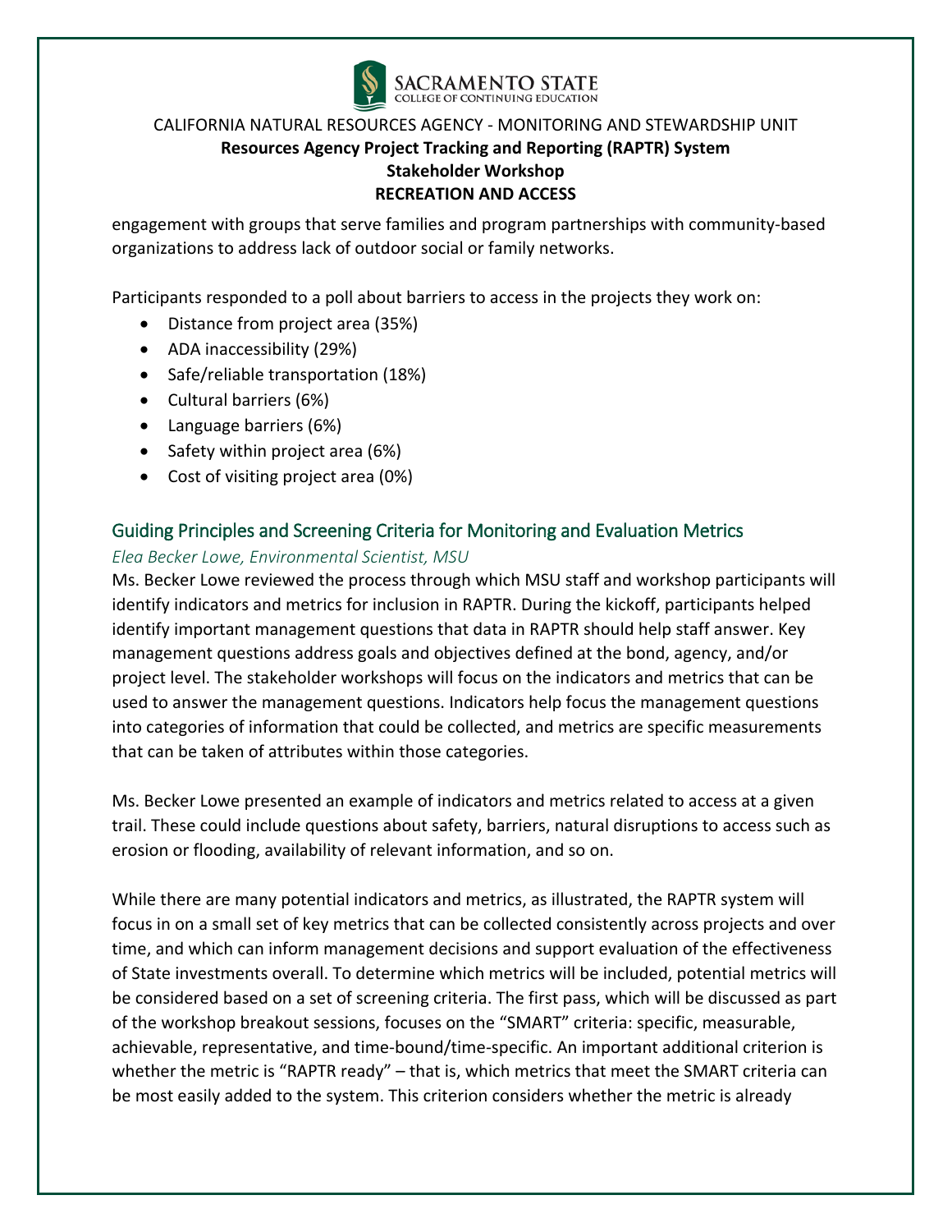engagement with groups that serve families and program partnerships with community-based organizations to address lack of outdoor social or family networks.

Participants responded to a poll about barriers to access in the projects they work on:

- Distance from project area (35%)
- ADA inaccessibility (29%)
- Safe/reliable transportation (18%)
- Cultural barriers (6%)
- Language barriers (6%)
- Safety within project area (6%)
- Cost of visiting project area (0%)

## Guiding Principles and Screening Criteria for Monitoring and Evaluation Metrics

*Elea Becker Lowe, Environmental Scientist, MSU*

Ms. Becker Lowe reviewed the process through which MSU staff and workshop participants will identify indicators and metrics for inclusion in RAPTR. During the kickoff, participants helped identify important management questions that data in RAPTR should help staff answer. Key management questions address goals and objectives defined at the bond, agency, and/or project level. The stakeholder workshops will focus on the indicators and metrics that can be used to answer the management questions. Indicators help focus the management questions into categories of information that could be collected, and metrics are specific measurements that can be taken of attributes within those categories.

Ms. Becker Lowe presented an example of indicators and metrics related to access at a given trail. These could include questions about safety, barriers, natural disruptions to access such as erosion or flooding, availability of relevant information, and so on.

While there are many potential indicators and metrics, as illustrated, the RAPTR system will focus in on a small set of key metrics that can be collected consistently across projects and over time, and which can inform management decisions and support evaluation of the effectiveness of State investments overall. To determine which metrics will be included, potential metrics will be considered based on a set of screening criteria. The first pass, which will be discussed as part of the workshop breakout sessions, focuses on the "SMART" criteria: specific, measurable, achievable, representative, and time-bound/time-specific. An important additional criterion is whether the metric is "RAPTR ready" – that is, which metrics that meet the SMART criteria can be most easily added to the system. This criterion considers whether the metric is already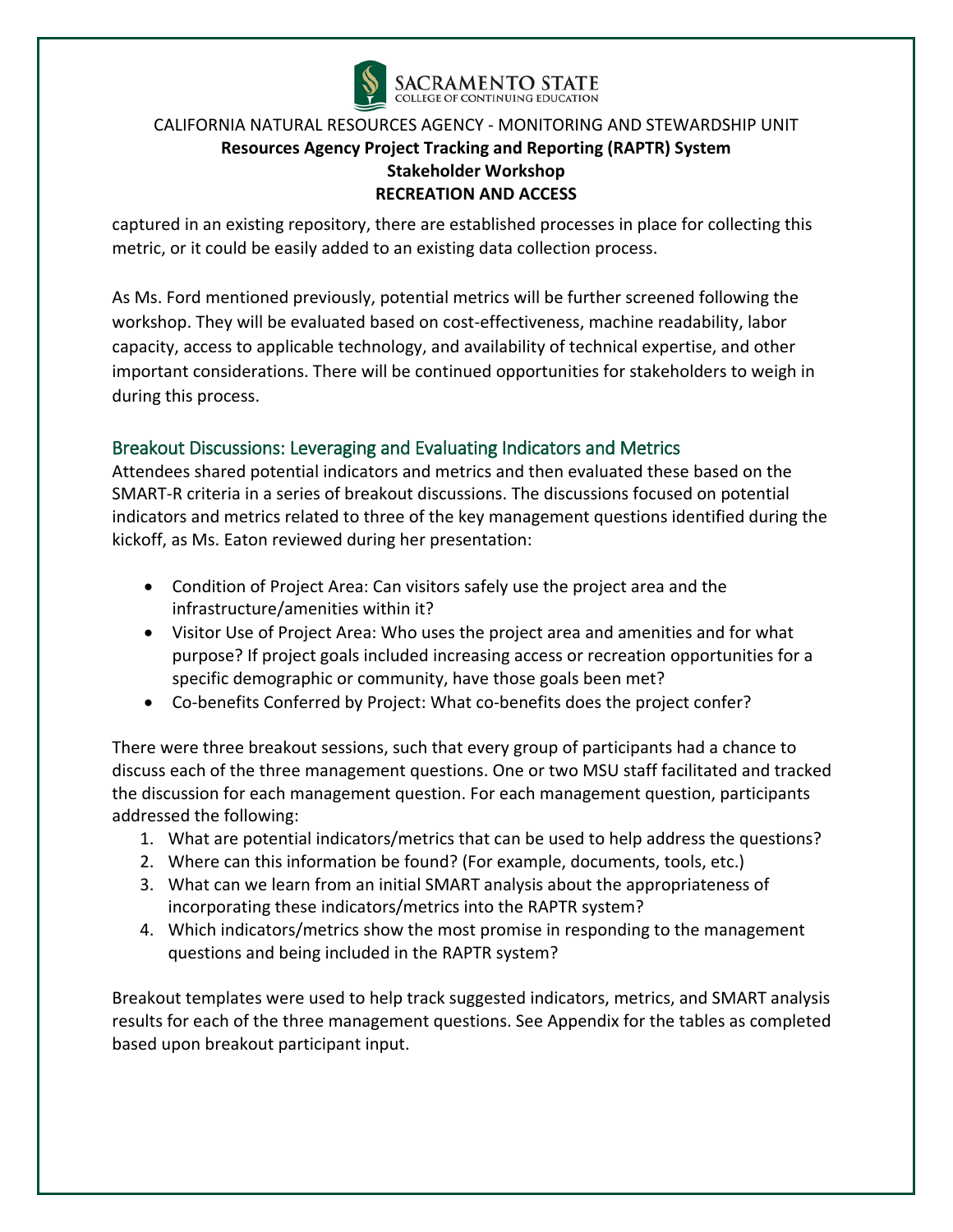captured in an existing repository, there are established processes in place for collecting this metric, or it could be easily added to an existing data collection process.

As Ms. Ford mentioned previously, potential metrics will be further screened following the workshop. They will be evaluated based on cost-effectiveness, machine readability, labor capacity, access to applicable technology, and availability of technical expertise, and other important considerations. There will be continued opportunities for stakeholders to weigh in during this process.

## Breakout Discussions: Leveraging and Evaluating Indicators and Metrics

Attendees shared potential indicators and metrics and then evaluated these based on the SMART-R criteria in a series of breakout discussions. The discussions focused on potential indicators and metrics related to three of the key management questions identified during the kickoff, as Ms. Eaton reviewed during her presentation:

- Condition of Project Area: Can visitors safely use the project area and the infrastructure/amenities within it?
- Visitor Use of Project Area: Who uses the project area and amenities and for what purpose? If project goals included increasing access or recreation opportunities for a specific demographic or community, have those goals been met?
- Co-benefits Conferred by Project: What co-benefits does the project confer?

There were three breakout sessions, such that every group of participants had a chance to discuss each of the three management questions. One or two MSU staff facilitated and tracked the discussion for each management question. For each management question, participants addressed the following:

1. What are potential indicators/metrics that can be used to help address the questions?
2. Where can this information be found? (For example, documents, tools, etc.)
3. What can we learn from an initial SMART analysis about the appropriateness of incorporating these indicators/metrics into the RAPTR system?
4. Which indicators/metrics show the most promise in responding to the management questions and being included in the RAPTR system?

Breakout templates were used to help track suggested indicators, metrics, and SMART analysis results for each of the three management questions. See Appendix for the tables as completed based upon breakout participant input.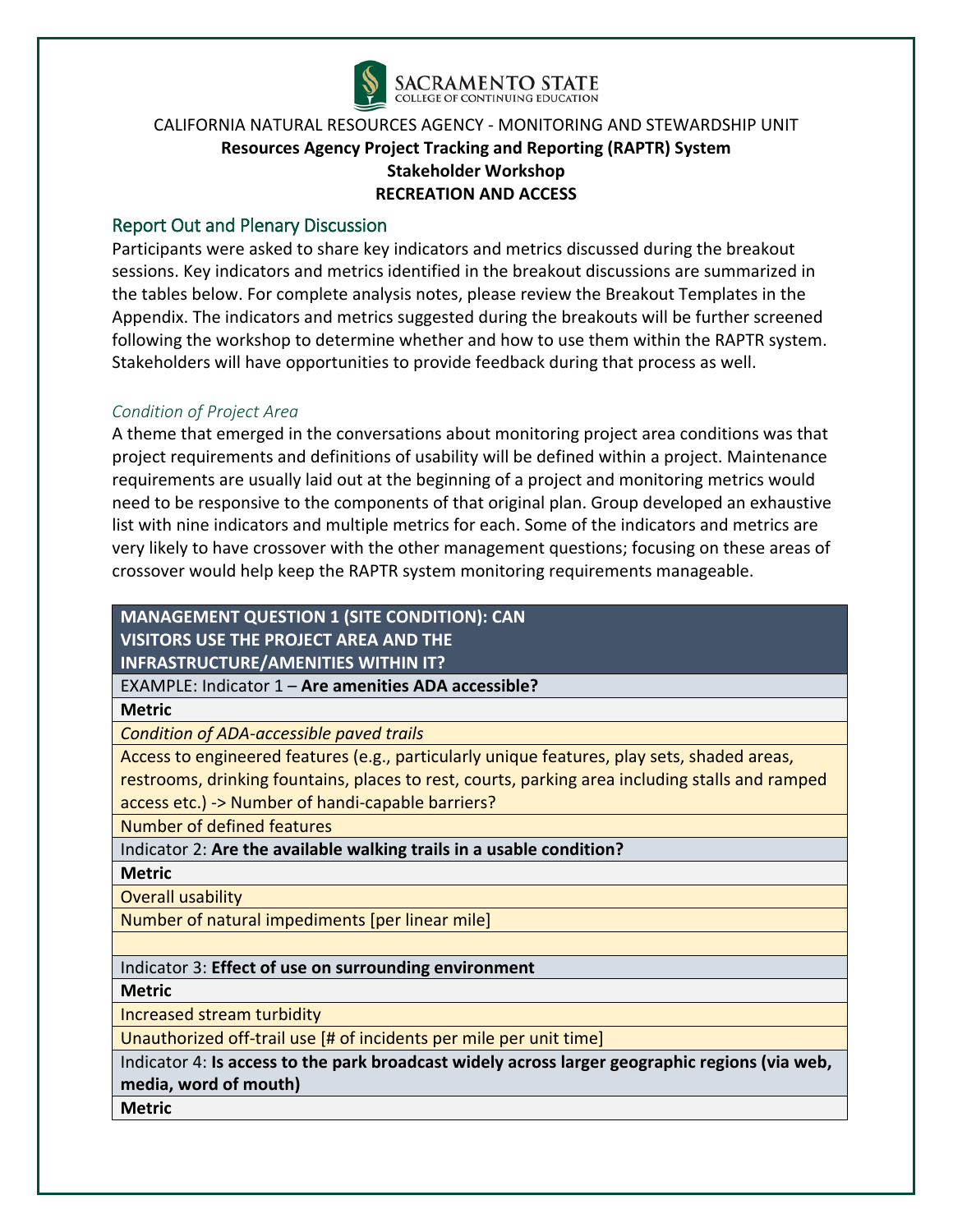CALIFORNIA NATURAL RESOURCES AGENCY - MONITORING AND STEWARDSHIP UNIT

**Resources Agency Project Tracking and Reporting (RAPTR) System**

**Stakeholder Workshop**

**RECREATION AND ACCESS**

## Report Out and Plenary Discussion

Participants were asked to share key indicators and metrics discussed during the breakout sessions. Key indicators and metrics identified in the breakout discussions are summarized in the tables below. For complete analysis notes, please review the Breakout Templates in the Appendix. The indicators and metrics suggested during the breakouts will be further screened following the workshop to determine whether and how to use them within the RAPTR system. Stakeholders will have opportunities to provide feedback during that process as well.

### *Condition of Project Area*

A theme that emerged in the conversations about monitoring project area conditions was that project requirements and definitions of usability will be defined within a project. Maintenance requirements are usually laid out at the beginning of a project and monitoring metrics would need to be responsive to the components of that original plan. Group developed an exhaustive list with nine indicators and multiple metrics for each. Some of the indicators and metrics are very likely to have crossover with the other management questions; focusing on these areas of crossover would help keep the RAPTR system monitoring requirements manageable.

| **MANAGEMENT QUESTION 1 (SITE CONDITION): CAN VISITORS USE THE PROJECT AREA AND THE INFRASTRUCTURE/AMENITIES WITHIN IT?** |
|---|
| EXAMPLE: Indicator 1 – **Are amenities ADA accessible?** |
| **Metric** |
| *Condition of ADA-accessible paved trails* |
| Access to engineered features (e.g., particularly unique features, play sets, shaded areas, restrooms, drinking fountains, places to rest, courts, parking area including stalls and ramped access etc.) -> Number of handi-capable barriers? |
| Number of defined features |
| Indicator 2: **Are the available walking trails in a usable condition?** |
| **Metric** |
| Overall usability |
| Number of natural impediments [per linear mile] |
| |
| Indicator 3: **Effect of use on surrounding environment** |
| **Metric** |
| Increased stream turbidity |
| Unauthorized off-trail use [# of incidents per mile per unit time] |
| Indicator 4: **Is access to the park broadcast widely across larger geographic regions (via web, media, word of mouth)** |
| **Metric** |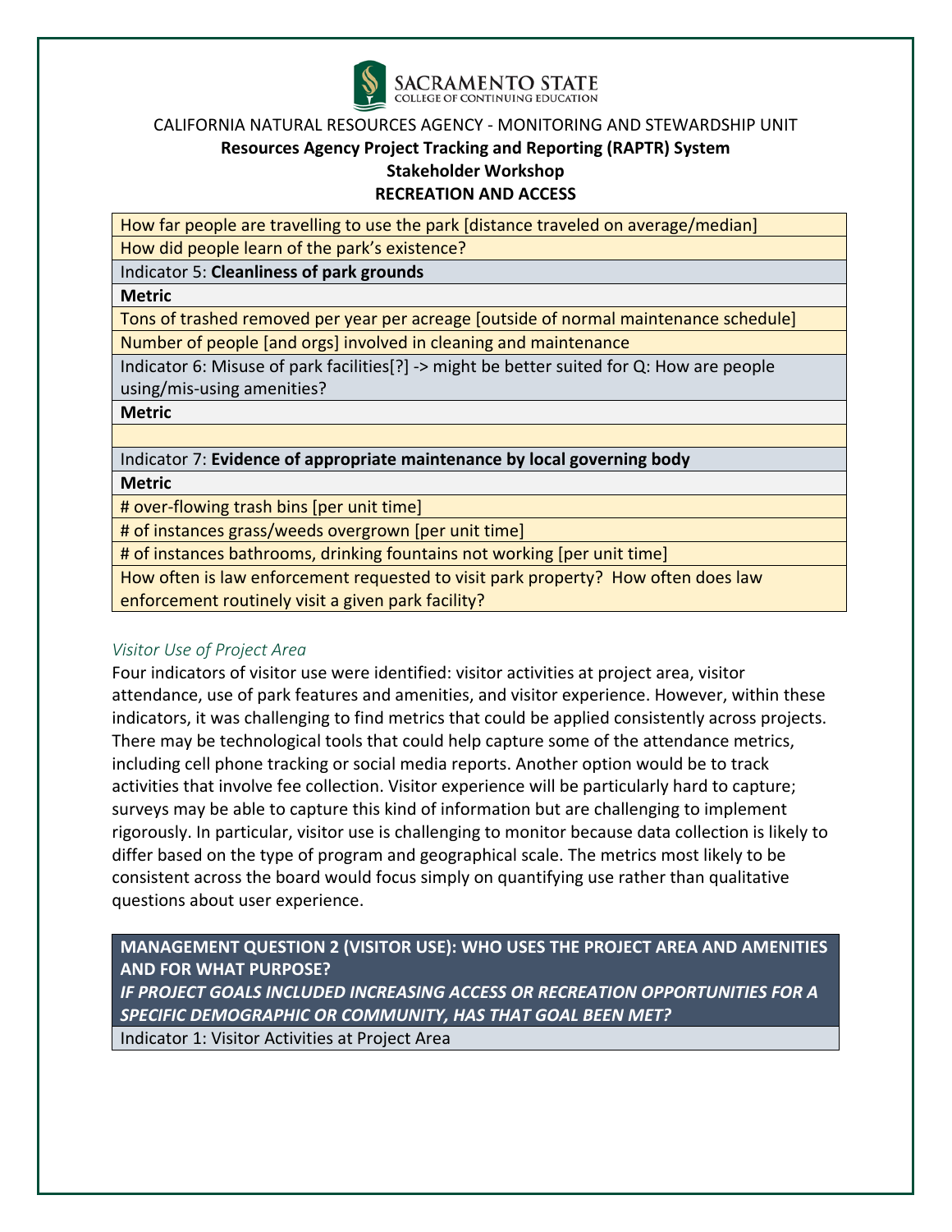CALIFORNIA NATURAL RESOURCES AGENCY - MONITORING AND STEWARDSHIP UNIT

**Resources Agency Project Tracking and Reporting (RAPTR) System**

**Stakeholder Workshop**

**RECREATION AND ACCESS**

| |
|---|
| How far people are travelling to use the park [distance traveled on average/median] |
| How did people learn of the park's existence? |
| Indicator 5: **Cleanliness of park grounds** |
| **Metric** |
| Tons of trashed removed per year per acreage [outside of normal maintenance schedule] |
| Number of people [and orgs] involved in cleaning and maintenance |
| Indicator 6: Misuse of park facilities[?] -> might be better suited for Q: How are people using/mis-using amenities? |
| **Metric** |
| |
| Indicator 7: **Evidence of appropriate maintenance by local governing body** |
| **Metric** |
| # over-flowing trash bins [per unit time] |
| # of instances grass/weeds overgrown [per unit time] |
| # of instances bathrooms, drinking fountains not working [per unit time] |
| How often is law enforcement requested to visit park property? How often does law enforcement routinely visit a given park facility? |

### *Visitor Use of Project Area*

Four indicators of visitor use were identified: visitor activities at project area, visitor attendance, use of park features and amenities, and visitor experience. However, within these indicators, it was challenging to find metrics that could be applied consistently across projects. There may be technological tools that could help capture some of the attendance metrics, including cell phone tracking or social media reports. Another option would be to track activities that involve fee collection. Visitor experience will be particularly hard to capture; surveys may be able to capture this kind of information but are challenging to implement rigorously. In particular, visitor use is challenging to monitor because data collection is likely to differ based on the type of program and geographical scale. The metrics most likely to be consistent across the board would focus simply on quantifying use rather than qualitative questions about user experience.

| **MANAGEMENT QUESTION 2 (VISITOR USE): WHO USES THE PROJECT AREA AND AMENITIES AND FOR WHAT PURPOSE?** ***IF PROJECT GOALS INCLUDED INCREASING ACCESS OR RECREATION OPPORTUNITIES FOR A SPECIFIC DEMOGRAPHIC OR COMMUNITY, HAS THAT GOAL BEEN MET?*** |
|---|
| Indicator 1: Visitor Activities at Project Area |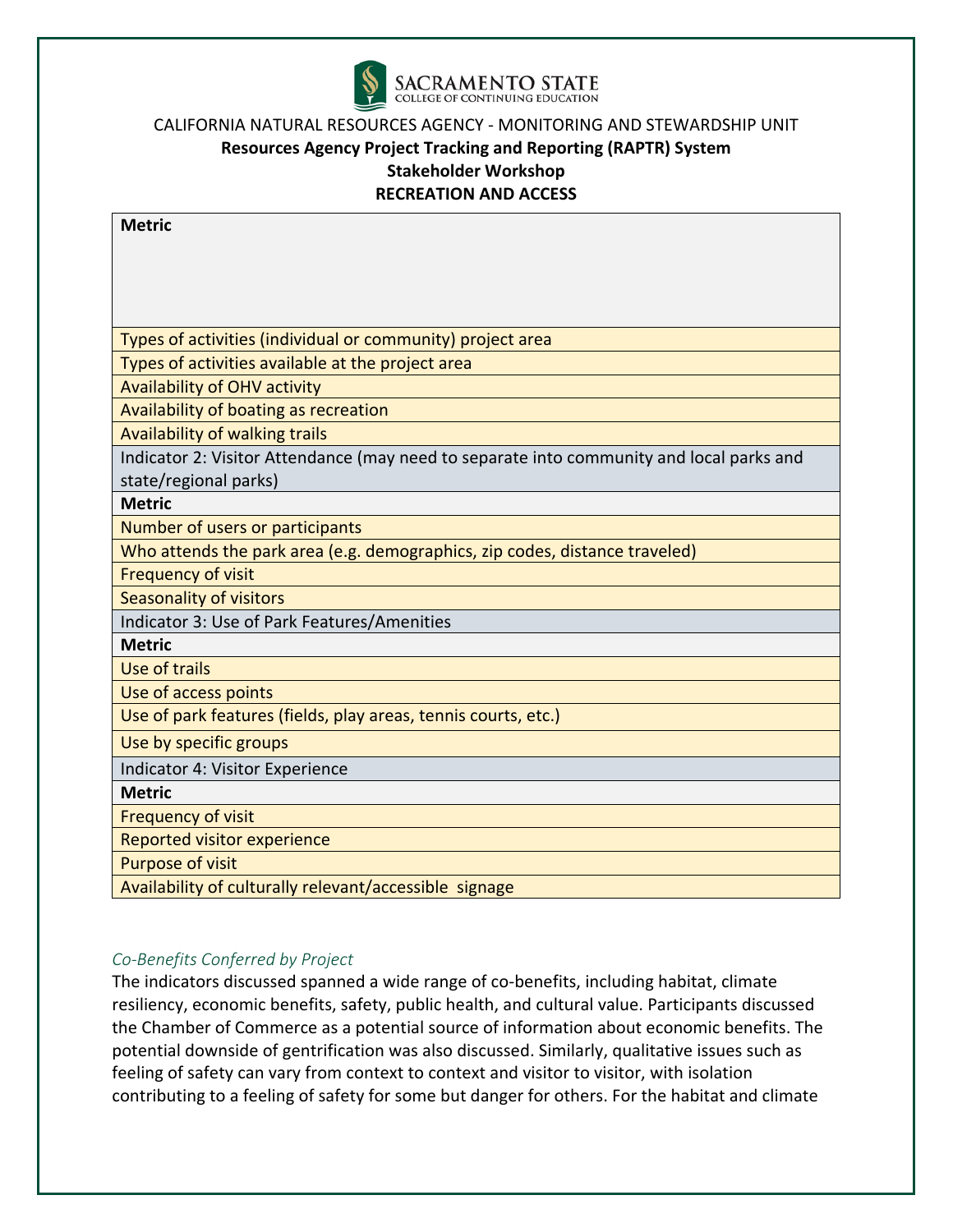CALIFORNIA NATURAL RESOURCES AGENCY - MONITORING AND STEWARDSHIP UNIT

**Resources Agency Project Tracking and Reporting (RAPTR) System**

**Stakeholder Workshop**

**RECREATION AND ACCESS**

| **Metric** |
|---|
| Types of activities (individual or community) project area |
| Types of activities available at the project area |
| Availability of OHV activity |
| Availability of boating as recreation |
| Availability of walking trails |
| Indicator 2: Visitor Attendance (may need to separate into community and local parks and state/regional parks) |
| **Metric** |
| Number of users or participants |
| Who attends the park area (e.g. demographics, zip codes, distance traveled) |
| Frequency of visit |
| Seasonality of visitors |
| Indicator 3: Use of Park Features/Amenities |
| **Metric** |
| Use of trails |
| Use of access points |
| Use of park features (fields, play areas, tennis courts, etc.) |
| Use by specific groups |
| Indicator 4: Visitor Experience |
| **Metric** |
| Frequency of visit |
| Reported visitor experience |
| Purpose of visit |
| Availability of culturally relevant/accessible signage |

*Co-Benefits Conferred by Project*

The indicators discussed spanned a wide range of co-benefits, including habitat, climate resiliency, economic benefits, safety, public health, and cultural value. Participants discussed the Chamber of Commerce as a potential source of information about economic benefits. The potential downside of gentrification was also discussed. Similarly, qualitative issues such as feeling of safety can vary from context to context and visitor to visitor, with isolation contributing to a feeling of safety for some but danger for others. For the habitat and climate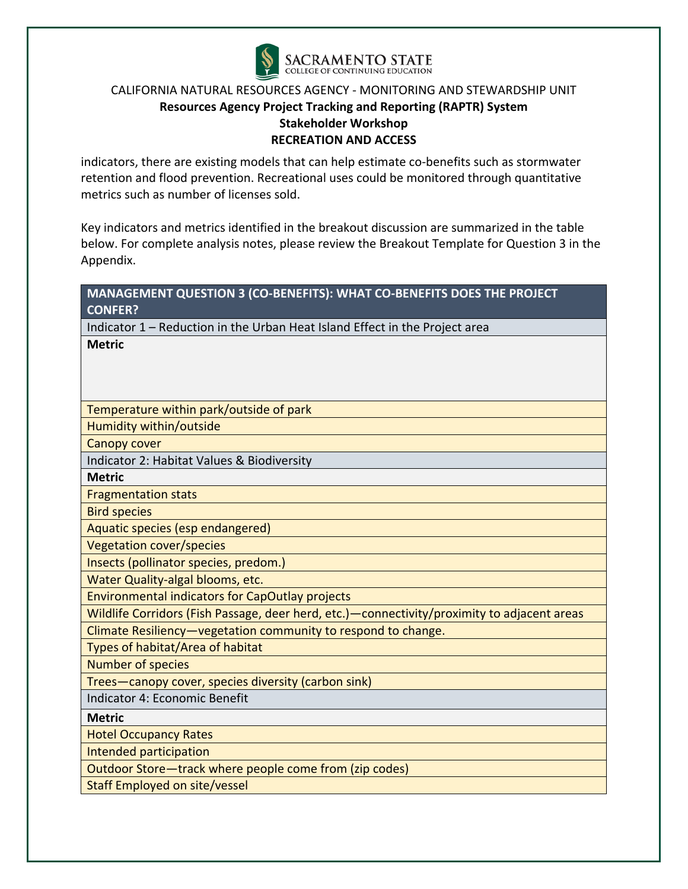indicators, there are existing models that can help estimate co-benefits such as stormwater retention and flood prevention. Recreational uses could be monitored through quantitative metrics such as number of licenses sold.

Key indicators and metrics identified in the breakout discussion are summarized in the table below. For complete analysis notes, please review the Breakout Template for Question 3 in the Appendix.

| MANAGEMENT QUESTION 3 (CO-BENEFITS): WHAT CO-BENEFITS DOES THE PROJECT CONFER? |
|---|
| Indicator 1 – Reduction in the Urban Heat Island Effect in the Project area |
| **Metric** |
| Temperature within park/outside of park |
| Humidity within/outside |
| Canopy cover |
| Indicator 2: Habitat Values & Biodiversity |
| **Metric** |
| Fragmentation stats |
| Bird species |
| Aquatic species (esp endangered) |
| Vegetation cover/species |
| Insects (pollinator species, predom.) |
| Water Quality-algal blooms, etc. |
| Environmental indicators for CapOutlay projects |
| Wildlife Corridors (Fish Passage, deer herd, etc.)—connectivity/proximity to adjacent areas |
| Climate Resiliency—vegetation community to respond to change. |
| Types of habitat/Area of habitat |
| Number of species |
| Trees—canopy cover, species diversity (carbon sink) |
| Indicator 4: Economic Benefit |
| **Metric** |
| Hotel Occupancy Rates |
| Intended participation |
| Outdoor Store—track where people come from (zip codes) |
| Staff Employed on site/vessel |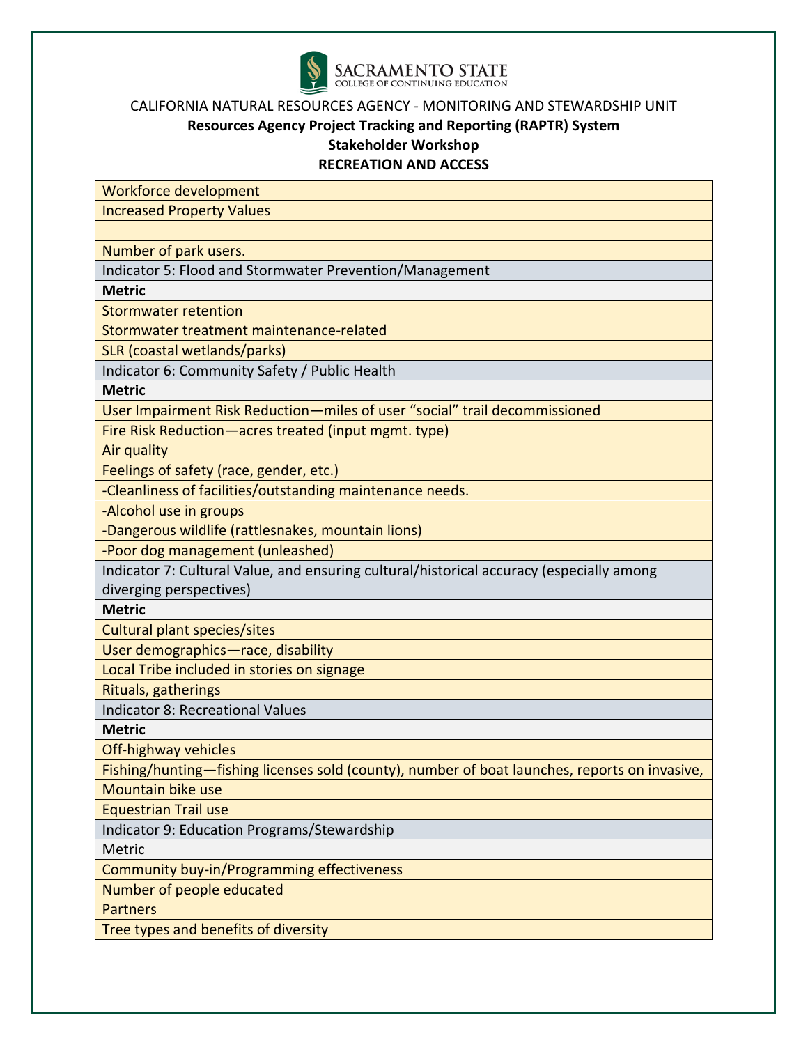CALIFORNIA NATURAL RESOURCES AGENCY - MONITORING AND STEWARDSHIP UNIT

**Resources Agency Project Tracking and Reporting (RAPTR) System**

**Stakeholder Workshop**

**RECREATION AND ACCESS**

| Workforce development |
|---|
| Increased Property Values |
| |
| Number of park users. |
| Indicator 5: Flood and Stormwater Prevention/Management |
| **Metric** |
| Stormwater retention |
| Stormwater treatment maintenance-related |
| SLR (coastal wetlands/parks) |
| Indicator 6: Community Safety / Public Health |
| **Metric** |
| User Impairment Risk Reduction—miles of user "social" trail decommissioned |
| Fire Risk Reduction—acres treated (input mgmt. type) |
| Air quality |
| Feelings of safety (race, gender, etc.) |
| -Cleanliness of facilities/outstanding maintenance needs. |
| -Alcohol use in groups |
| -Dangerous wildlife (rattlesnakes, mountain lions) |
| -Poor dog management (unleashed) |
| Indicator 7: Cultural Value, and ensuring cultural/historical accuracy (especially among diverging perspectives) |
| **Metric** |
| Cultural plant species/sites |
| User demographics—race, disability |
| Local Tribe included in stories on signage |
| Rituals, gatherings |
| Indicator 8: Recreational Values |
| **Metric** |
| Off-highway vehicles |
| Fishing/hunting—fishing licenses sold (county), number of boat launches, reports on invasive, |
| Mountain bike use |
| Equestrian Trail use |
| Indicator 9: Education Programs/Stewardship |
| Metric |
| Community buy-in/Programming effectiveness |
| Number of people educated |
| Partners |
| Tree types and benefits of diversity |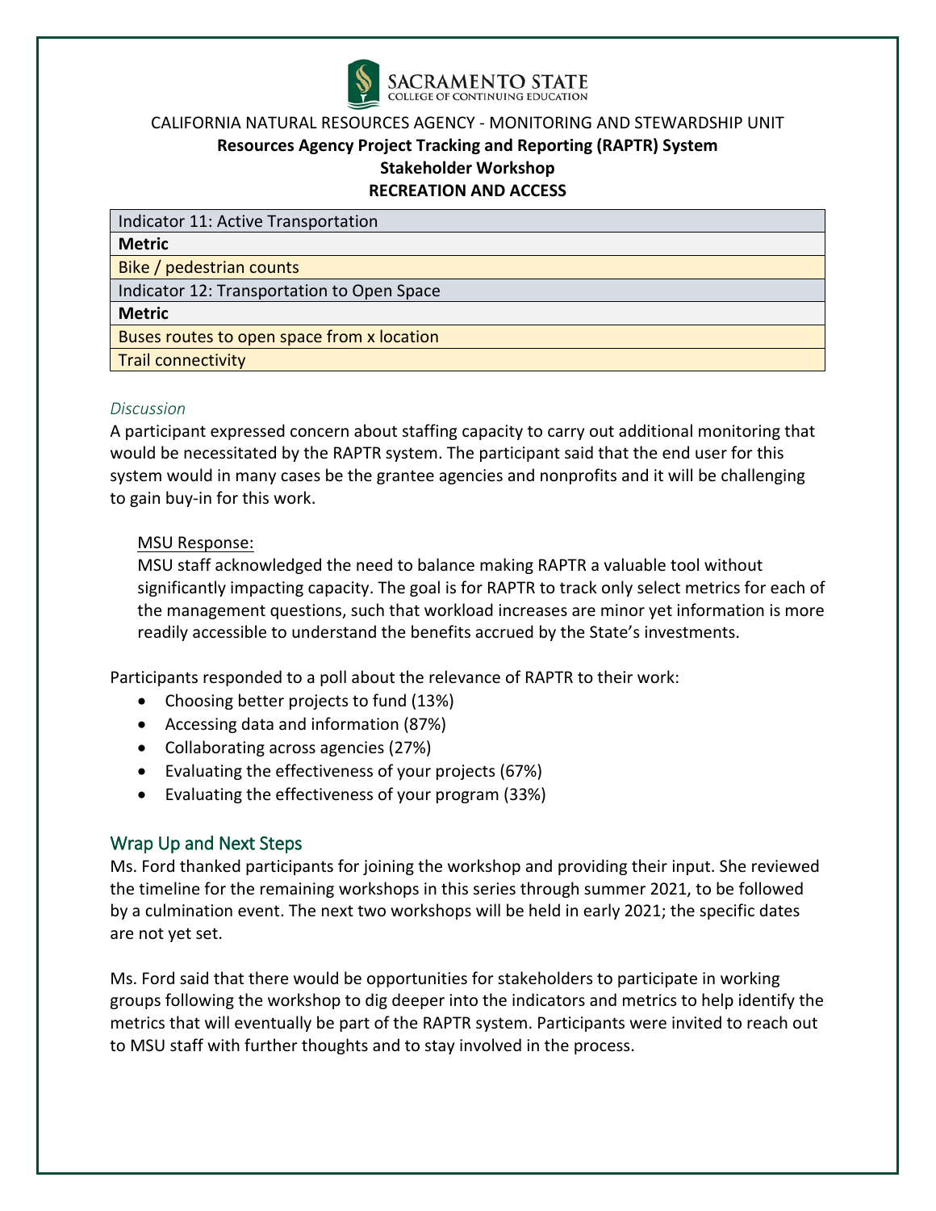CALIFORNIA NATURAL RESOURCES AGENCY - MONITORING AND STEWARDSHIP UNIT

**Resources Agency Project Tracking and Reporting (RAPTR) System**

**Stakeholder Workshop**

**RECREATION AND ACCESS**

| Indicator 11: Active Transportation |
|---|
| **Metric** |
| Bike / pedestrian counts |
| Indicator 12: Transportation to Open Space |
| **Metric** |
| Buses routes to open space from x location |
| Trail connectivity |

*Discussion*

A participant expressed concern about staffing capacity to carry out additional monitoring that would be necessitated by the RAPTR system. The participant said that the end user for this system would in many cases be the grantee agencies and nonprofits and it will be challenging to gain buy-in for this work.

> MSU Response:
>
> MSU staff acknowledged the need to balance making RAPTR a valuable tool without significantly impacting capacity. The goal is for RAPTR to track only select metrics for each of the management questions, such that workload increases are minor yet information is more readily accessible to understand the benefits accrued by the State's investments.

Participants responded to a poll about the relevance of RAPTR to their work:

- Choosing better projects to fund (13%)
- Accessing data and information (87%)
- Collaborating across agencies (27%)
- Evaluating the effectiveness of your projects (67%)
- Evaluating the effectiveness of your program (33%)

## Wrap Up and Next Steps

Ms. Ford thanked participants for joining the workshop and providing their input. She reviewed the timeline for the remaining workshops in this series through summer 2021, to be followed by a culmination event. The next two workshops will be held in early 2021; the specific dates are not yet set.

Ms. Ford said that there would be opportunities for stakeholders to participate in working groups following the workshop to dig deeper into the indicators and metrics to help identify the metrics that will eventually be part of the RAPTR system. Participants were invited to reach out to MSU staff with further thoughts and to stay involved in the process.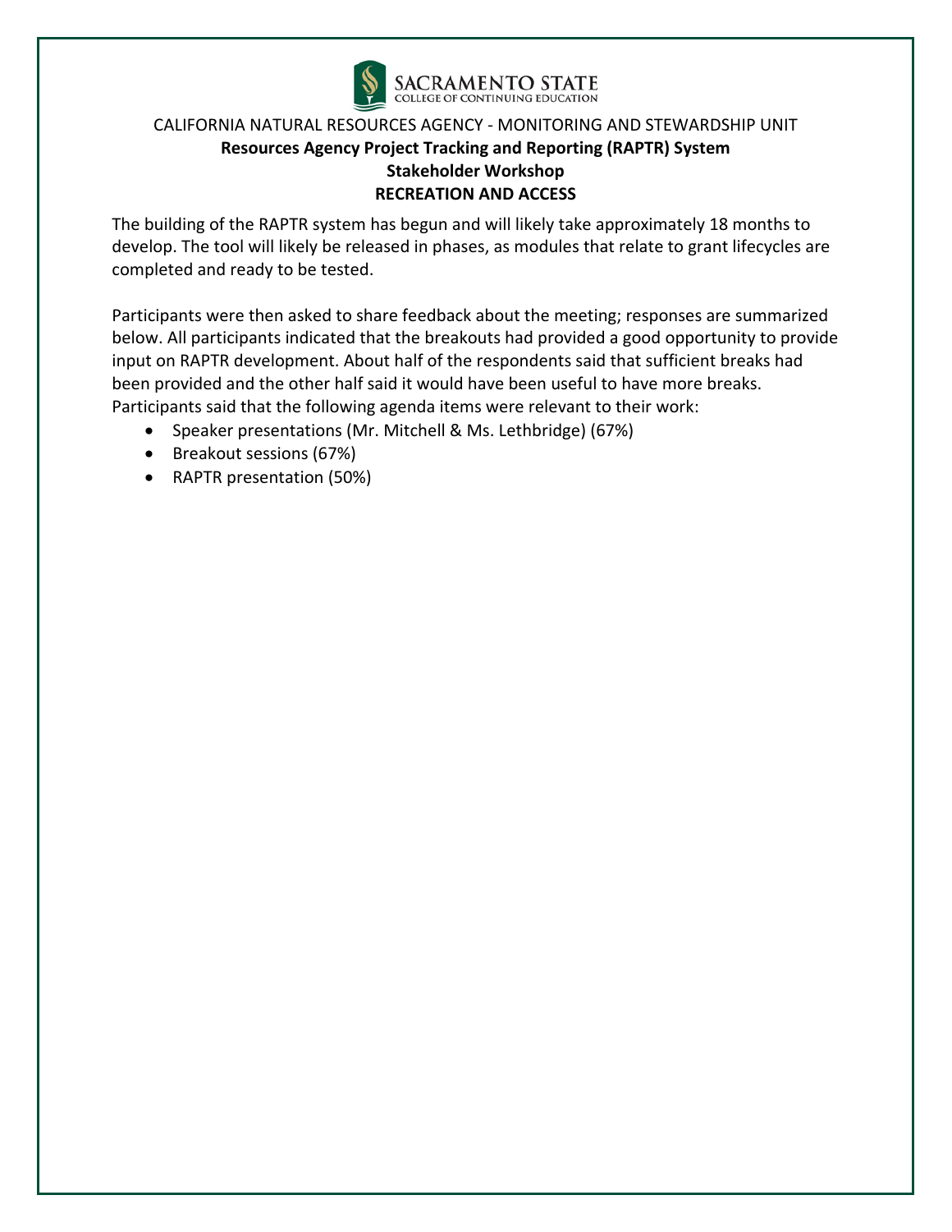CALIFORNIA NATURAL RESOURCES AGENCY - MONITORING AND STEWARDSHIP UNIT

**Resources Agency Project Tracking and Reporting (RAPTR) System**

**Stakeholder Workshop**

**RECREATION AND ACCESS**

The building of the RAPTR system has begun and will likely take approximately 18 months to develop. The tool will likely be released in phases, as modules that relate to grant lifecycles are completed and ready to be tested.

Participants were then asked to share feedback about the meeting; responses are summarized below. All participants indicated that the breakouts had provided a good opportunity to provide input on RAPTR development. About half of the respondents said that sufficient breaks had been provided and the other half said it would have been useful to have more breaks. Participants said that the following agenda items were relevant to their work:

- Speaker presentations (Mr. Mitchell & Ms. Lethbridge) (67%)
- Breakout sessions (67%)
- RAPTR presentation (50%)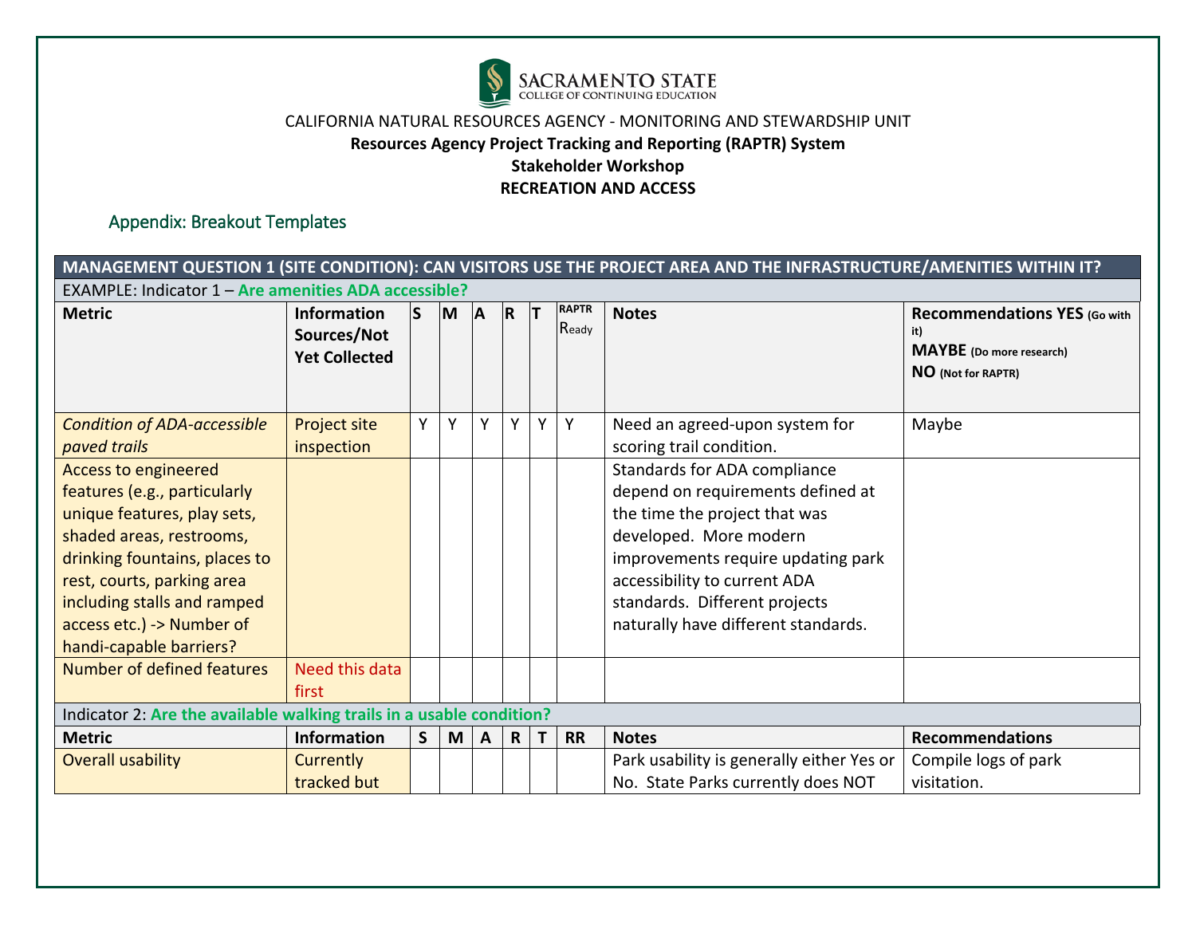SACRAMENTO STATE
COLLEGE OF CONTINUING EDUCATION

CALIFORNIA NATURAL RESOURCES AGENCY - MONITORING AND STEWARDSHIP UNIT

**Resources Agency Project Tracking and Reporting (RAPTR) System**

**Stakeholder Workshop**

**RECREATION AND ACCESS**

## Appendix: Breakout Templates

| **MANAGEMENT QUESTION 1 (SITE CONDITION): CAN VISITORS USE THE PROJECT AREA AND THE INFRASTRUCTURE/AMENITIES WITHIN IT?** | | | | | | | | | |
|---|---|---|---|---|---|---|---|---|---|
| EXAMPLE: Indicator 1 – **Are amenities ADA accessible?** | | | | | | | | | |
| **Metric** | **Information Sources/Not Yet Collected** | **S** | **M** | **A** | **R** | **T** | **RAPTR Ready** | **Notes** | **Recommendations YES (Go with it) MAYBE (Do more research) NO (Not for RAPTR)** |
| *Condition of ADA-accessible paved trails* | Project site inspection | Y | Y | Y | Y | Y | Y | Need an agreed-upon system for scoring trail condition. | Maybe |
| Access to engineered features (e.g., particularly unique features, play sets, shaded areas, restrooms, drinking fountains, places to rest, courts, parking area including stalls and ramped access etc.) -> Number of handi-capable barriers? | | | | | | | | Standards for ADA compliance depend on requirements defined at the time the project that was developed. More modern improvements require updating park accessibility to current ADA standards. Different projects naturally have different standards. | |
| Number of defined features | Need this data first | | | | | | | | |
| Indicator 2: **Are the available walking trails in a usable condition?** | | | | | | | | | |
| **Metric** | **Information** | **S** | **M** | **A** | **R** | **T** | **RR** | **Notes** | **Recommendations** |
| Overall usability | Currently tracked but | | | | | | | Park usability is generally either Yes or No. State Parks currently does NOT | Compile logs of park visitation. |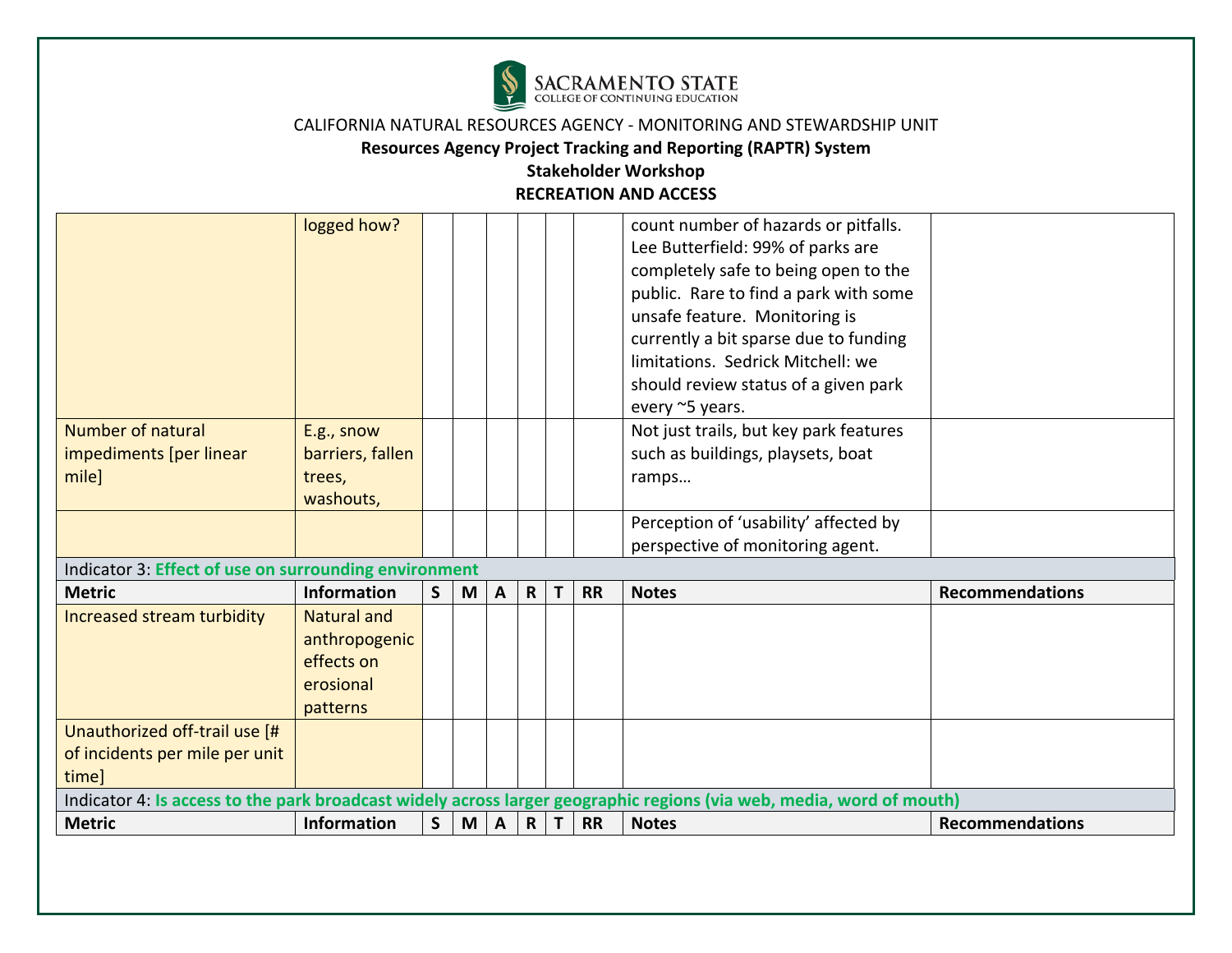CALIFORNIA NATURAL RESOURCES AGENCY - MONITORING AND STEWARDSHIP UNIT

**Resources Agency Project Tracking and Reporting (RAPTR) System**

**Stakeholder Workshop**

**RECREATION AND ACCESS**

| | logged how? | | | | | | | count number of hazards or pitfalls. Lee Butterfield: 99% of parks are completely safe to being open to the public. Rare to find a park with some unsafe feature. Monitoring is currently a bit sparse due to funding limitations. Sedrick Mitchell: we should review status of a given park every ~5 years. | |
|---|---|---|---|---|---|---|---|---|---|
| Number of natural impediments [per linear mile] | E.g., snow barriers, fallen trees, washouts, | | | | | | | Not just trails, but key park features such as buildings, playsets, boat ramps… | |
| | | | | | | | | Perception of 'usability' affected by perspective of monitoring agent. | |

| Indicator 3: **Effect of use on surrounding environment** | | | | | | | | | |
|---|---|---|---|---|---|---|---|---|---|
| **Metric** | **Information** | **S** | **M** | **A** | **R** | **T** | **RR** | **Notes** | **Recommendations** |
| Increased stream turbidity | Natural and anthropogenic effects on erosional patterns | | | | | | | | |
| Unauthorized off-trail use [# of incidents per mile per unit time] | | | | | | | | | |

| Indicator 4: **Is access to the park broadcast widely across larger geographic regions (via web, media, word of mouth)** | | | | | | | | | |
|---|---|---|---|---|---|---|---|---|---|
| **Metric** | **Information** | **S** | **M** | **A** | **R** | **T** | **RR** | **Notes** | **Recommendations** |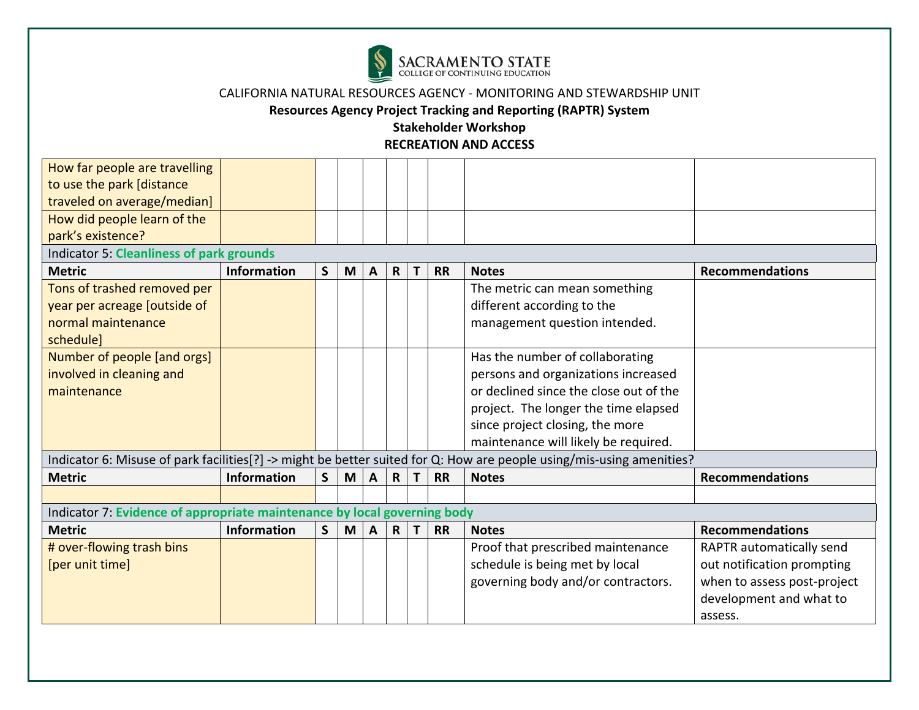CALIFORNIA NATURAL RESOURCES AGENCY - MONITORING AND STEWARDSHIP UNIT

**Resources Agency Project Tracking and Reporting (RAPTR) System**

**Stakeholder Workshop**

**RECREATION AND ACCESS**

| | | | | | | | | | |
|---|---|---|---|---|---|---|---|---|---|
| How far people are travelling to use the park [distance traveled on average/median] | | | | | | | | | |
| How did people learn of the park's existence? | | | | | | | | | |
| Indicator 5: **Cleanliness of park grounds** | | | | | | | | | |
| **Metric** | **Information** | **S** | **M** | **A** | **R** | **T** | **RR** | **Notes** | **Recommendations** |
| Tons of trashed removed per year per acreage [outside of normal maintenance schedule] | | | | | | | | The metric can mean something different according to the management question intended. | |
| Number of people [and orgs] involved in cleaning and maintenance | | | | | | | | Has the number of collaborating persons and organizations increased or declined since the close out of the project. The longer the time elapsed since project closing, the more maintenance will likely be required. | |
| Indicator 6: Misuse of park facilities[?] -> might be better suited for Q: How are people using/mis-using amenities? | | | | | | | | | |
| **Metric** | **Information** | **S** | **M** | **A** | **R** | **T** | **RR** | **Notes** | **Recommendations** |
| | | | | | | | | | |
| Indicator 7: **Evidence of appropriate maintenance by local governing body** | | | | | | | | | |
| **Metric** | **Information** | **S** | **M** | **A** | **R** | **T** | **RR** | **Notes** | **Recommendations** |
| # over-flowing trash bins [per unit time] | | | | | | | | Proof that prescribed maintenance schedule is being met by local governing body and/or contractors. | RAPTR automatically send out notification prompting when to assess post-project development and what to assess. |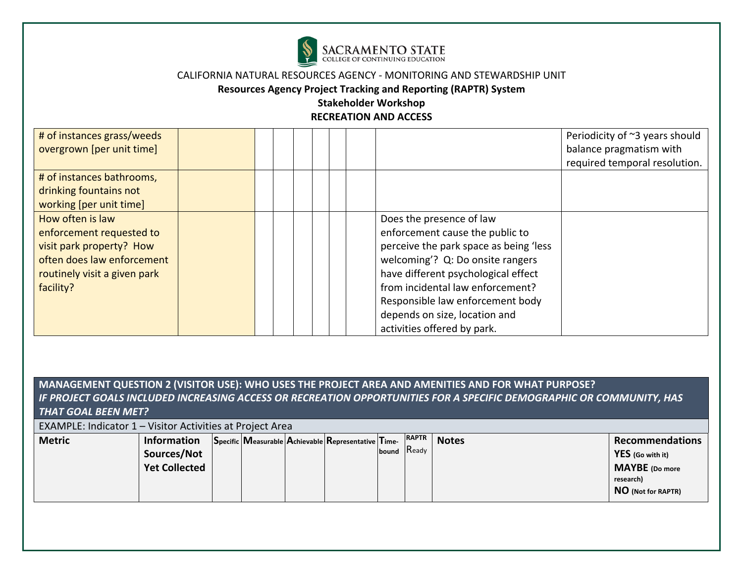CALIFORNIA NATURAL RESOURCES AGENCY - MONITORING AND STEWARDSHIP UNIT

**Resources Agency Project Tracking and Reporting (RAPTR) System**

**Stakeholder Workshop**

**RECREATION AND ACCESS**

| | | | | | | | | | |
|---|---|---|---|---|---|---|---|---|---|
| # of instances grass/weeds overgrown [per unit time] | | | | | | | | | Periodicity of ~3 years should balance pragmatism with required temporal resolution. |
| # of instances bathrooms, drinking fountains not working [per unit time] | | | | | | | | | |
| How often is law enforcement requested to visit park property? How often does law enforcement routinely visit a given park facility? | | | | | | | | Does the presence of law enforcement cause the public to perceive the park space as being 'less welcoming'? Q: Do onsite rangers have different psychological effect from incidental law enforcement? Responsible law enforcement body depends on size, location and activities offered by park. | |

| **MANAGEMENT QUESTION 2 (VISITOR USE): WHO USES THE PROJECT AREA AND AMENITIES AND FOR WHAT PURPOSE?** ***IF PROJECT GOALS INCLUDED INCREASING ACCESS OR RECREATION OPPORTUNITIES FOR A SPECIFIC DEMOGRAPHIC OR COMMUNITY, HAS THAT GOAL BEEN MET?*** | | | | | | | | | |
|---|---|---|---|---|---|---|---|---|---|
| EXAMPLE: Indicator 1 – Visitor Activities at Project Area | | | | | | | | | |
| **Metric** | **Information Sources/Not Yet Collected** | **S**pecific | **M**easurable | **A**chievable | **R**epresentative | **T**ime-bound | **RAPTR** **R**eady | **Notes** | **Recommendations** **YES** (Go with it) **MAYBE** (Do more research) **NO** (Not for RAPTR) |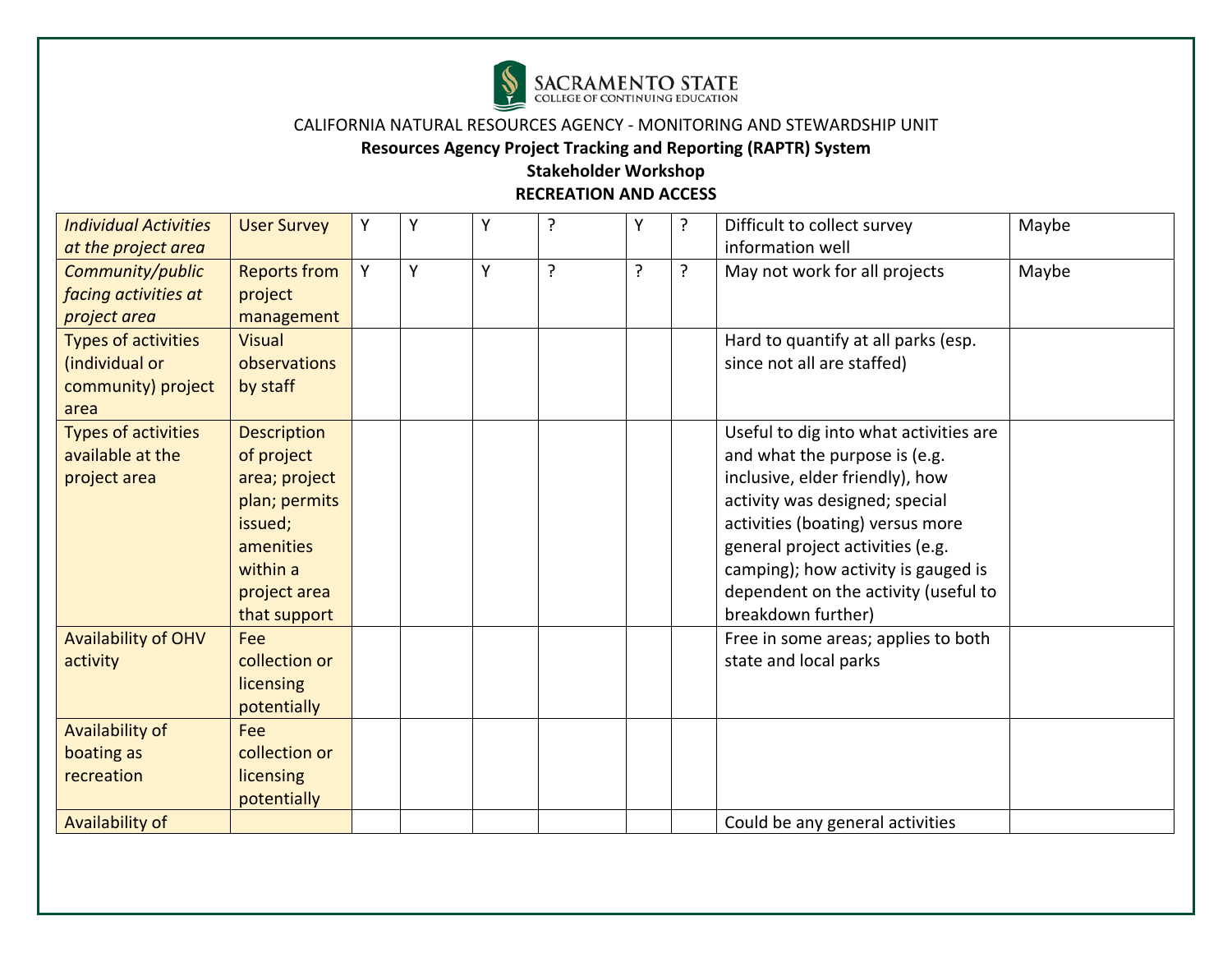CALIFORNIA NATURAL RESOURCES AGENCY - MONITORING AND STEWARDSHIP UNIT

**Resources Agency Project Tracking and Reporting (RAPTR) System**

**Stakeholder Workshop**

**RECREATION AND ACCESS**

| | | | | | | | | | |
|---|---|---|---|---|---|---|---|---|---|
| *Individual Activities at the project area* | User Survey | Y | Y | Y | ? | Y | ? | Difficult to collect survey information well | Maybe |
| *Community/public facing activities at project area* | Reports from project management | Y | Y | Y | ? | ? | ? | May not work for all projects | Maybe |
| Types of activities (individual or community) project area | Visual observations by staff | | | | | | | Hard to quantify at all parks (esp. since not all are staffed) | |
| Types of activities available at the project area | Description of project area; project plan; permits issued; amenities within a project area that support | | | | | | | Useful to dig into what activities are and what the purpose is (e.g. inclusive, elder friendly), how activity was designed; special activities (boating) versus more general project activities (e.g. camping); how activity is gauged is dependent on the activity (useful to breakdown further) | |
| Availability of OHV activity | Fee collection or licensing potentially | | | | | | | Free in some areas; applies to both state and local parks | |
| Availability of boating as recreation | Fee collection or licensing potentially | | | | | | | | |
| Availability of | | | | | | | | Could be any general activities | |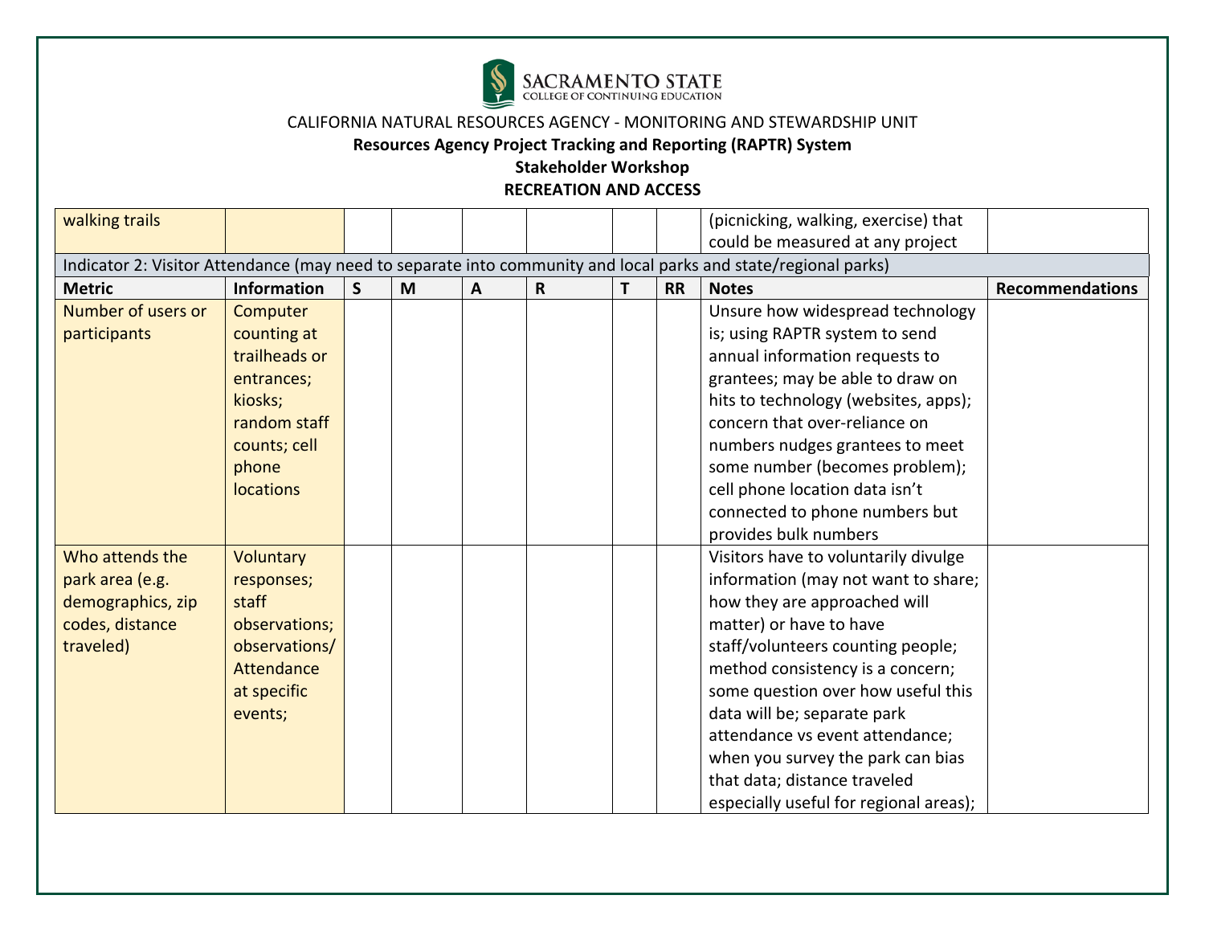CALIFORNIA NATURAL RESOURCES AGENCY - MONITORING AND STEWARDSHIP UNIT

**Resources Agency Project Tracking and Reporting (RAPTR) System**

**Stakeholder Workshop**

**RECREATION AND ACCESS**

| Metric | Information | S | M | A | R | T | RR | Notes | Recommendations |
|---|---|---|---|---|---|---|---|---|---|
| walking trails | | | | | | | | (picnicking, walking, exercise) that could be measured at any project | |
| Indicator 2: Visitor Attendance (may need to separate into community and local parks and state/regional parks) | | | | | | | | | |
| **Metric** | **Information** | **S** | **M** | **A** | **R** | **T** | **RR** | **Notes** | **Recommendations** |
| Number of users or participants | Computer counting at trailheads or entrances; kiosks; random staff counts; cell phone locations | | | | | | | Unsure how widespread technology is; using RAPTR system to send annual information requests to grantees; may be able to draw on hits to technology (websites, apps); concern that over-reliance on numbers nudges grantees to meet some number (becomes problem); cell phone location data isn't connected to phone numbers but provides bulk numbers | |
| Who attends the park area (e.g. demographics, zip codes, distance traveled) | Voluntary responses; staff observations; observations/ Attendance at specific events; | | | | | | | Visitors have to voluntarily divulge information (may not want to share; how they are approached will matter) or have to have staff/volunteers counting people; method consistency is a concern; some question over how useful this data will be; separate park attendance vs event attendance; when you survey the park can bias that data; distance traveled especially useful for regional areas); | |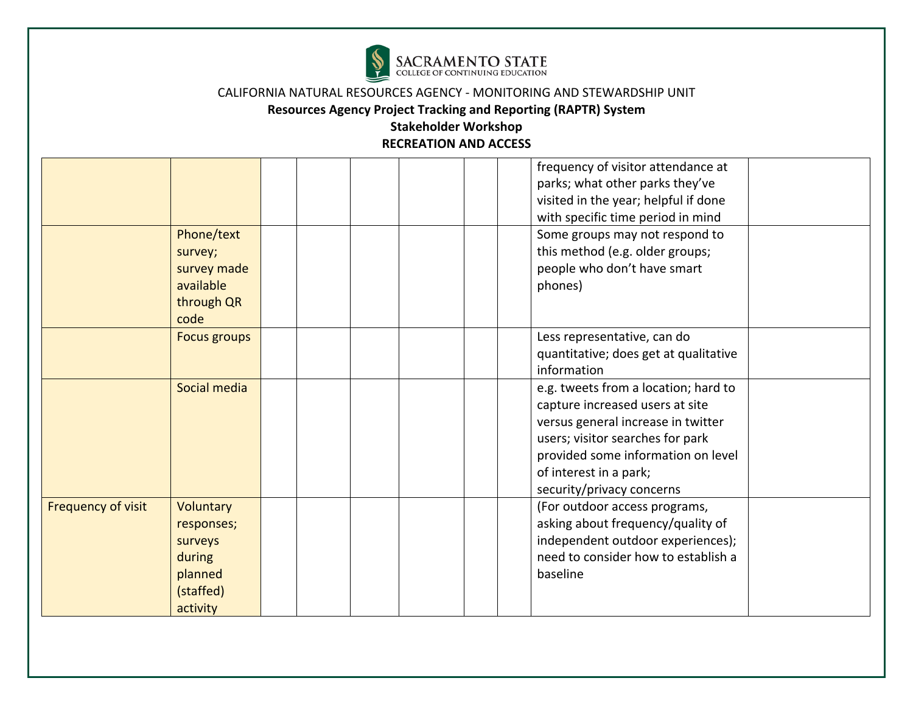CALIFORNIA NATURAL RESOURCES AGENCY - MONITORING AND STEWARDSHIP UNIT

**Resources Agency Project Tracking and Reporting (RAPTR) System**

**Stakeholder Workshop**

**RECREATION AND ACCESS**

| | | | | | | | | | |
|---|---|---|---|---|---|---|---|---|---|
| | | | | | | | | frequency of visitor attendance at parks; what other parks they've visited in the year; helpful if done with specific time period in mind | |
| | Phone/text survey; survey made available through QR code | | | | | | | Some groups may not respond to this method (e.g. older groups; people who don't have smart phones) | |
| | Focus groups | | | | | | | Less representative, can do quantitative; does get at qualitative information | |
| | Social media | | | | | | | e.g. tweets from a location; hard to capture increased users at site versus general increase in twitter users; visitor searches for park provided some information on level of interest in a park; security/privacy concerns | |
| Frequency of visit | Voluntary responses; surveys during planned (staffed) activity | | | | | | | (For outdoor access programs, asking about frequency/quality of independent outdoor experiences); need to consider how to establish a baseline | |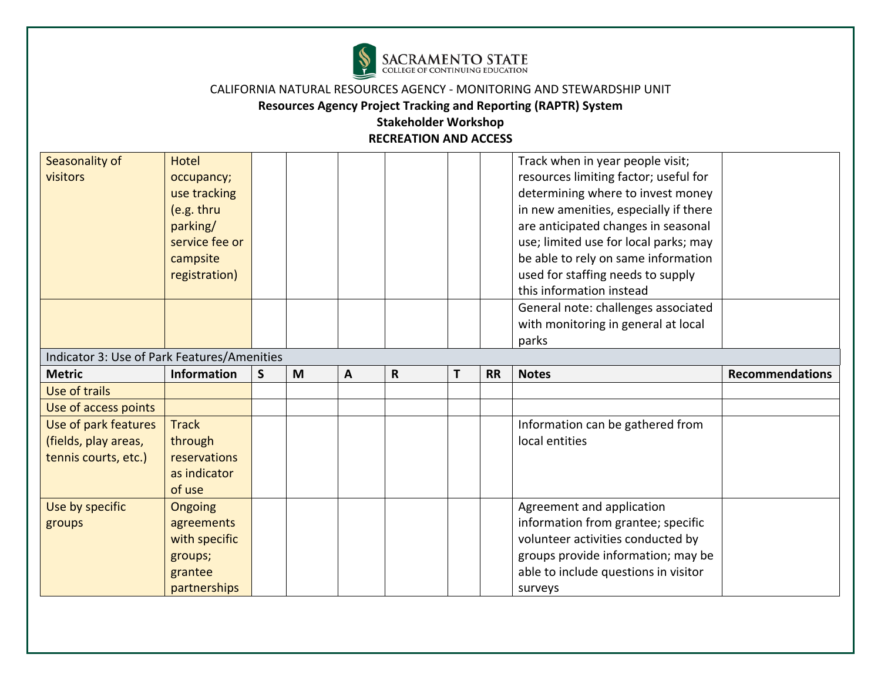CALIFORNIA NATURAL RESOURCES AGENCY - MONITORING AND STEWARDSHIP UNIT

**Resources Agency Project Tracking and Reporting (RAPTR) System**

**Stakeholder Workshop**

**RECREATION AND ACCESS**

| | | | | | | | | | |
|---|---|---|---|---|---|---|---|---|---|
| Seasonality of visitors | Hotel occupancy; use tracking (e.g. thru parking/ service fee or campsite registration) | | | | | | | Track when in year people visit; resources limiting factor; useful for determining where to invest money in new amenities, especially if there are anticipated changes in seasonal use; limited use for local parks; may be able to rely on same information used for staffing needs to supply this information instead | |
| | | | | | | | | General note: challenges associated with monitoring in general at local parks | |
| Indicator 3: Use of Park Features/Amenities | | | | | | | | | |
| **Metric** | **Information** | **S** | **M** | **A** | **R** | **T** | **RR** | **Notes** | **Recommendations** |
| Use of trails | | | | | | | | | |
| Use of access points | | | | | | | | | |
| Use of park features (fields, play areas, tennis courts, etc.) | Track through reservations as indicator of use | | | | | | | Information can be gathered from local entities | |
| Use by specific groups | Ongoing agreements with specific groups; grantee partnerships | | | | | | | Agreement and application information from grantee; specific volunteer activities conducted by groups provide information; may be able to include questions in visitor surveys | |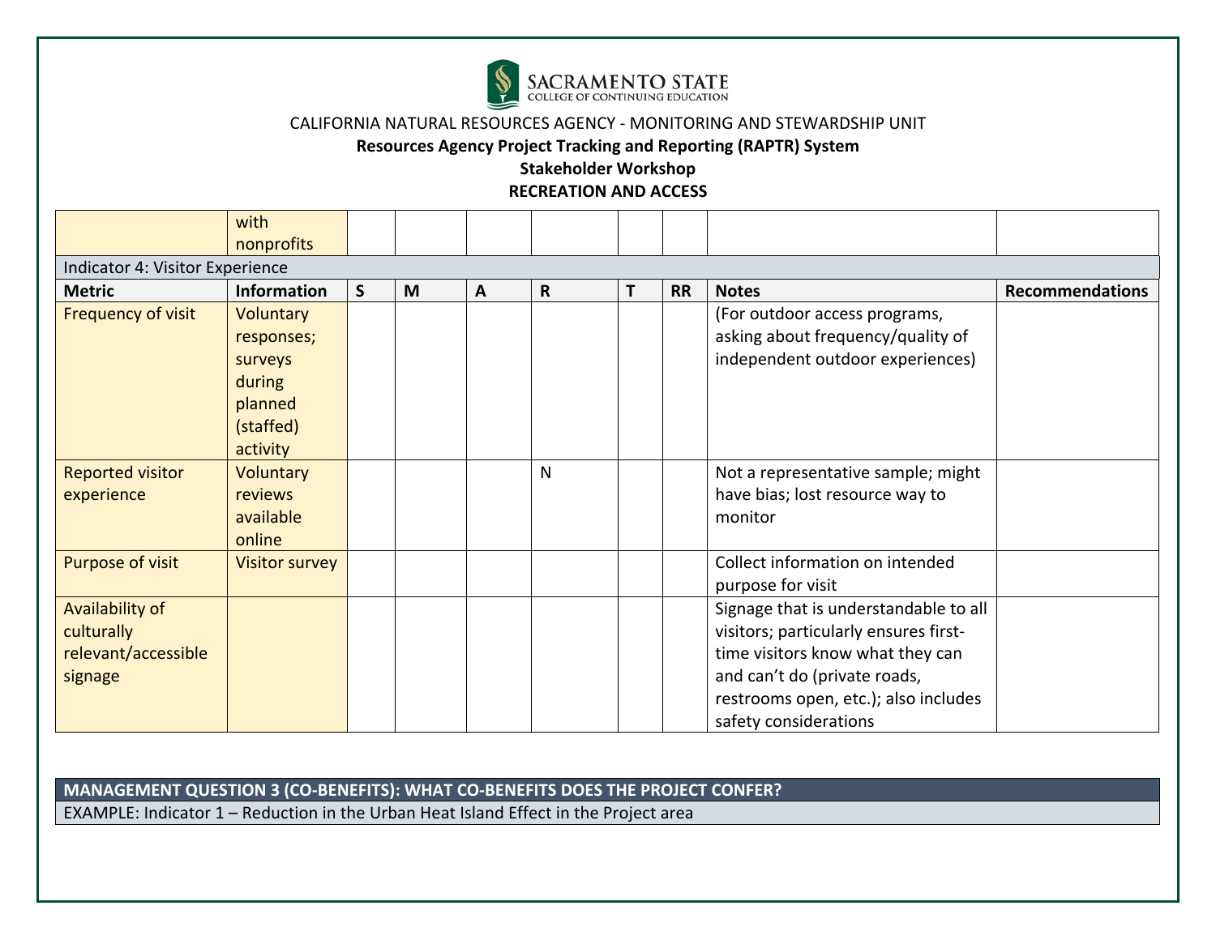CALIFORNIA NATURAL RESOURCES AGENCY - MONITORING AND STEWARDSHIP UNIT

**Resources Agency Project Tracking and Reporting (RAPTR) System**

**Stakeholder Workshop**

**RECREATION AND ACCESS**

| | | | | | | | | | |
|---|---|---|---|---|---|---|---|---|---|
| | with nonprofits | | | | | | | | |
| Indicator 4: Visitor Experience | | | | | | | | | |
| **Metric** | **Information** | **S** | **M** | **A** | **R** | **T** | **RR** | **Notes** | **Recommendations** |
| Frequency of visit | Voluntary responses; surveys during planned (staffed) activity | | | | | | | (For outdoor access programs, asking about frequency/quality of independent outdoor experiences) | |
| Reported visitor experience | Voluntary reviews available online | | | | N | | | Not a representative sample; might have bias; lost resource way to monitor | |
| Purpose of visit | Visitor survey | | | | | | | Collect information on intended purpose for visit | |
| Availability of culturally relevant/accessible signage | | | | | | | | Signage that is understandable to all visitors; particularly ensures first-time visitors know what they can and can't do (private roads, restrooms open, etc.); also includes safety considerations | |

**MANAGEMENT QUESTION 3 (CO-BENEFITS): WHAT CO-BENEFITS DOES THE PROJECT CONFER?**

EXAMPLE: Indicator 1 – Reduction in the Urban Heat Island Effect in the Project area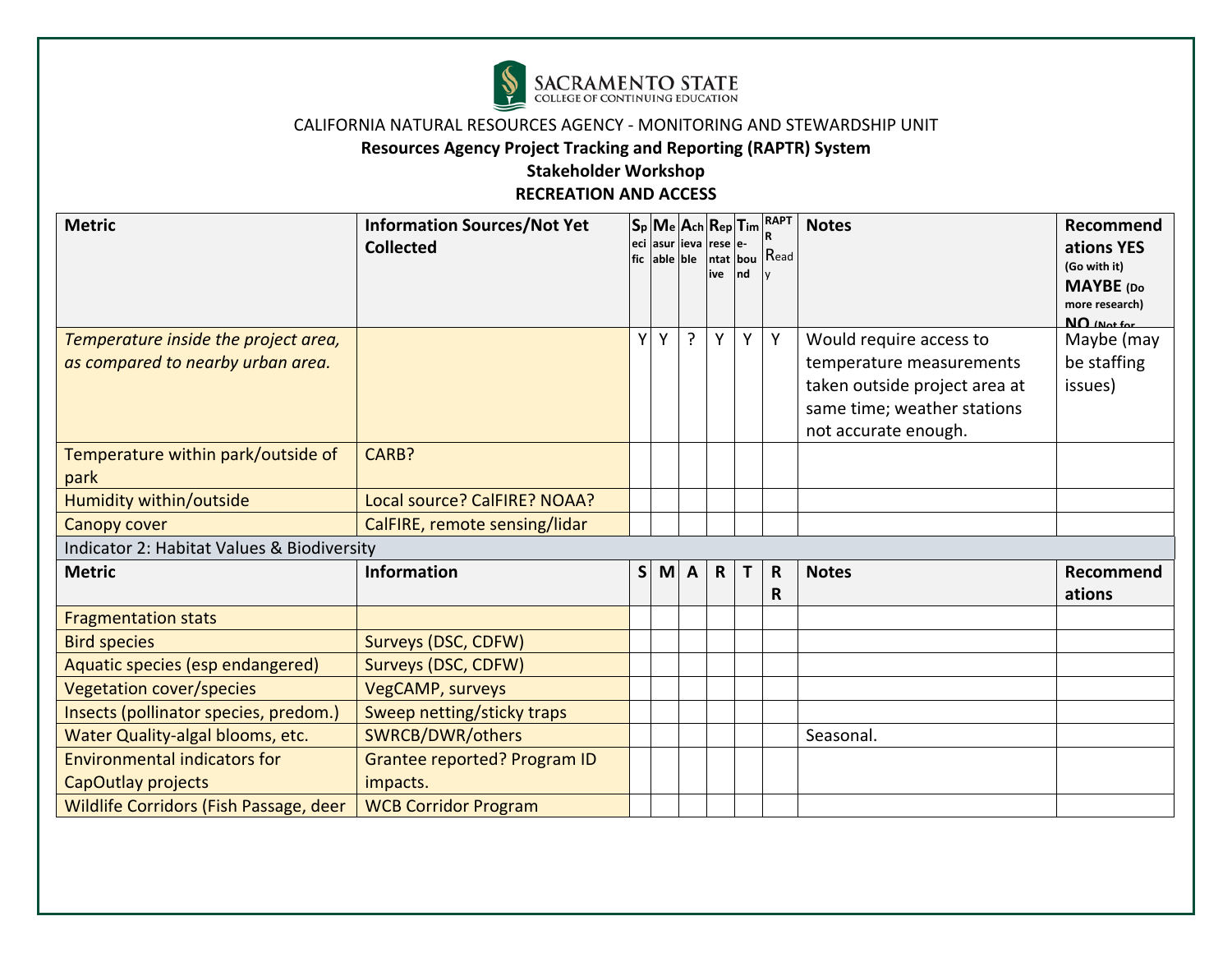SACRAMENTO STATE
COLLEGE OF CONTINUING EDUCATION

CALIFORNIA NATURAL RESOURCES AGENCY - MONITORING AND STEWARDSHIP UNIT

**Resources Agency Project Tracking and Reporting (RAPTR) System**

**Stakeholder Workshop**

**RECREATION AND ACCESS**

| **Metric** | **Information Sources/Not Yet Collected** | **Specific** | **Measurable** | **Achievable** | **Representative** | **Time-bound** | **RAPTR Ready** | **Notes** | **Recommendations YES** (Go with it) **MAYBE** (Do more research) **NO** (Not for |
|---|---|---|---|---|---|---|---|---|---|
| *Temperature inside the project area, as compared to nearby urban area.* | | Y | Y | ? | Y | Y | Y | Would require access to temperature measurements taken outside project area at same time; weather stations not accurate enough. | Maybe (may be staffing issues) |
| Temperature within park/outside of park | CARB? | | | | | | | | |
| Humidity within/outside | Local source? CalFIRE? NOAA? | | | | | | | | |
| Canopy cover | CalFIRE, remote sensing/lidar | | | | | | | | |
| Indicator 2: Habitat Values & Biodiversity | | | | | | | | | |
| **Metric** | **Information** | **S** | **M** | **A** | **R** | **T** | **RR** | **Notes** | **Recommendations** |
| Fragmentation stats | | | | | | | | | |
| Bird species | Surveys (DSC, CDFW) | | | | | | | | |
| Aquatic species (esp endangered) | Surveys (DSC, CDFW) | | | | | | | | |
| Vegetation cover/species | VegCAMP, surveys | | | | | | | | |
| Insects (pollinator species, predom.) | Sweep netting/sticky traps | | | | | | | | |
| Water Quality-algal blooms, etc. | SWRCB/DWR/others | | | | | | | Seasonal. | |
| Environmental indicators for CapOutlay projects | Grantee reported? Program ID impacts. | | | | | | | | |
| Wildlife Corridors (Fish Passage, deer | WCB Corridor Program | | | | | | | | |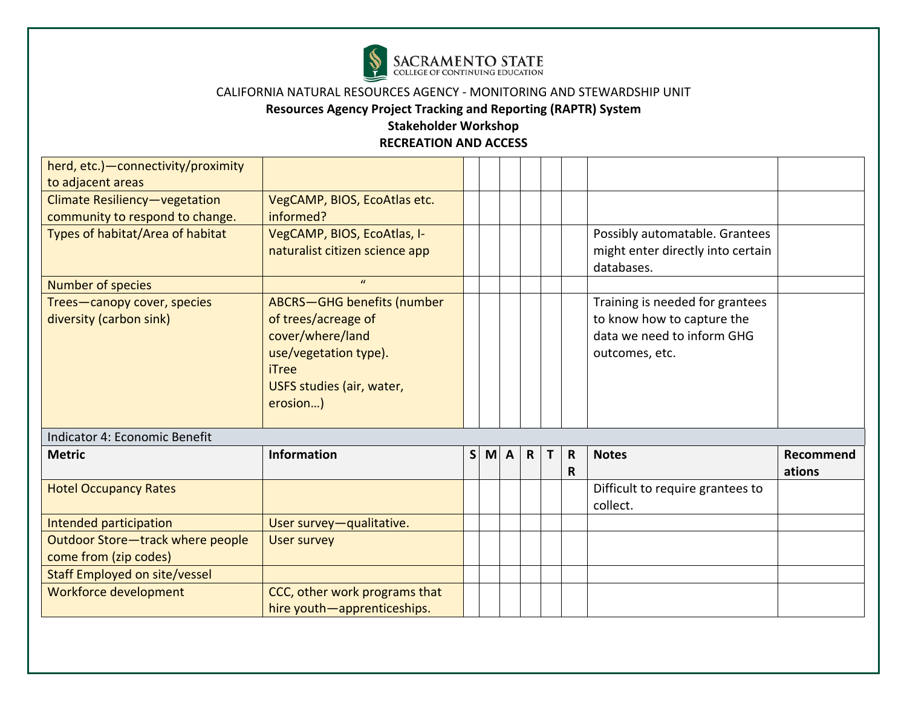CALIFORNIA NATURAL RESOURCES AGENCY - MONITORING AND STEWARDSHIP UNIT

**Resources Agency Project Tracking and Reporting (RAPTR) System**

**Stakeholder Workshop**

**RECREATION AND ACCESS**

| | | | | | | | | | |
|---|---|---|---|---|---|---|---|---|---|
| herd, etc.)—connectivity/proximity to adjacent areas | | | | | | | | | |
| Climate Resiliency—vegetation community to respond to change. | VegCAMP, BIOS, EcoAtlas etc. informed? | | | | | | | | |
| Types of habitat/Area of habitat | VegCAMP, BIOS, EcoAtlas, I-naturalist citizen science app | | | | | | | Possibly automatable. Grantees might enter directly into certain databases. | |
| Number of species | " | | | | | | | | |
| Trees—canopy cover, species diversity (carbon sink) | ABCRS—GHG benefits (number of trees/acreage of cover/where/land use/vegetation type).<br>iTree<br>USFS studies (air, water, erosion…) | | | | | | | Training is needed for grantees to know how to capture the data we need to inform GHG outcomes, etc. | |

Indicator 4: Economic Benefit

| Metric | Information | S | M | A | R | T | RR | Notes | Recommendations |
|---|---|---|---|---|---|---|---|---|---|
| Hotel Occupancy Rates | | | | | | | | Difficult to require grantees to collect. | |
| Intended participation | User survey—qualitative. | | | | | | | | |
| Outdoor Store—track where people come from (zip codes) | User survey | | | | | | | | |
| Staff Employed on site/vessel | | | | | | | | | |
| Workforce development | CCC, other work programs that hire youth—apprenticeships. | | | | | | | | |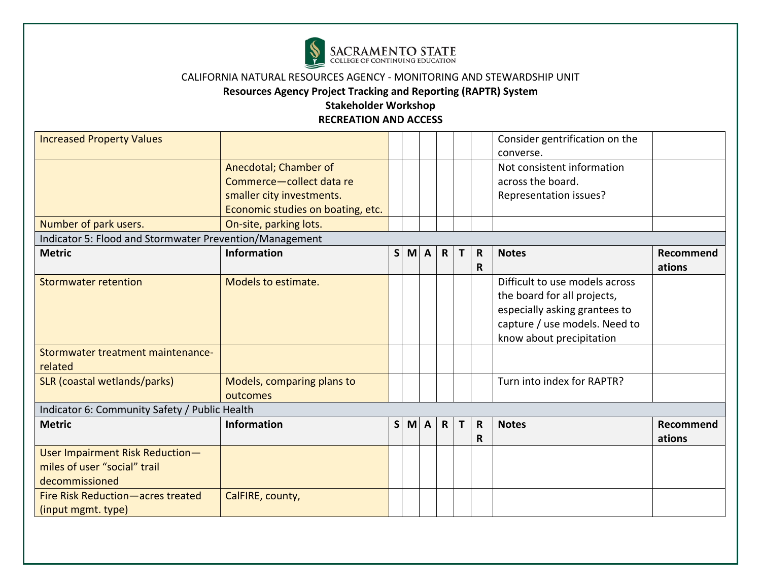CALIFORNIA NATURAL RESOURCES AGENCY - MONITORING AND STEWARDSHIP UNIT

**Resources Agency Project Tracking and Reporting (RAPTR) System**

**Stakeholder Workshop**

**RECREATION AND ACCESS**

| | | | | | | | | | |
|---|---|---|---|---|---|---|---|---|---|
| Increased Property Values | | | | | | | | Consider gentrification on the converse. | |
| | Anecdotal; Chamber of Commerce—collect data re smaller city investments. Economic studies on boating, etc. | | | | | | | Not consistent information across the board. Representation issues? | |
| Number of park users. | On-site, parking lots. | | | | | | | | |

Indicator 5: Flood and Stormwater Prevention/Management

| **Metric** | **Information** | **S** | **M** | **A** | **R** | **T** | **RR** | **Notes** | **Recommendations** |
|---|---|---|---|---|---|---|---|---|---|
| Stormwater retention | Models to estimate. | | | | | | | Difficult to use models across the board for all projects, especially asking grantees to capture / use models. Need to know about precipitation | |
| Stormwater treatment maintenance-related | | | | | | | | | |
| SLR (coastal wetlands/parks) | Models, comparing plans to outcomes | | | | | | | Turn into index for RAPTR? | |

Indicator 6: Community Safety / Public Health

| **Metric** | **Information** | **S** | **M** | **A** | **R** | **T** | **RR** | **Notes** | **Recommendations** |
|---|---|---|---|---|---|---|---|---|---|
| User Impairment Risk Reduction—miles of user "social" trail decommissioned | | | | | | | | | |
| Fire Risk Reduction—acres treated (input mgmt. type) | CalFIRE, county, | | | | | | | | |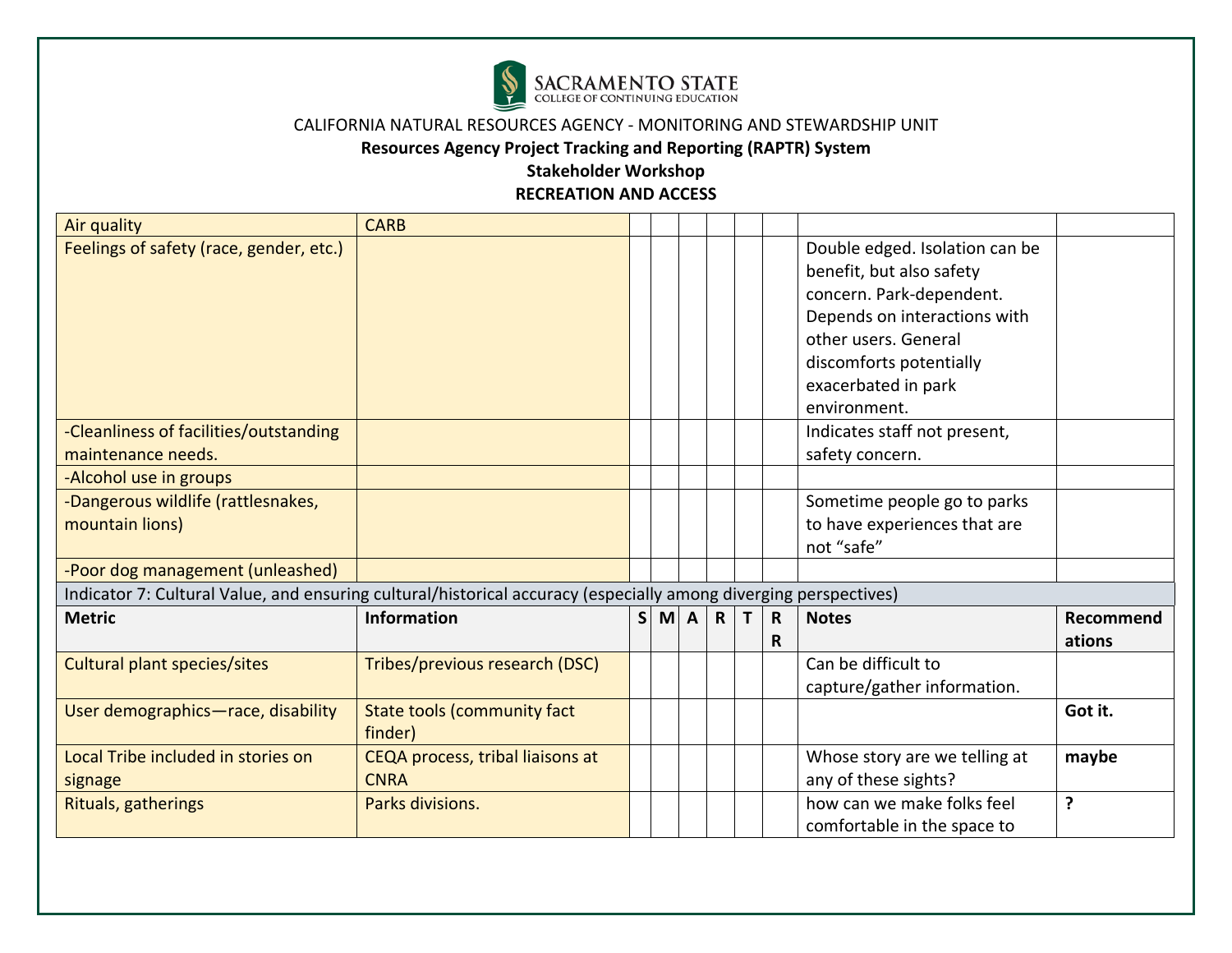CALIFORNIA NATURAL RESOURCES AGENCY - MONITORING AND STEWARDSHIP UNIT

**Resources Agency Project Tracking and Reporting (RAPTR) System**

**Stakeholder Workshop**

**RECREATION AND ACCESS**

| | | | | | | | | | |
|---|---|---|---|---|---|---|---|---|---|
| Air quality | CARB | | | | | | | | |
| Feelings of safety (race, gender, etc.) | | | | | | | | Double edged. Isolation can be benefit, but also safety concern. Park-dependent. Depends on interactions with other users. General discomforts potentially exacerbated in park environment. | |
| -Cleanliness of facilities/outstanding maintenance needs. | | | | | | | | Indicates staff not present, safety concern. | |
| -Alcohol use in groups | | | | | | | | | |
| -Dangerous wildlife (rattlesnakes, mountain lions) | | | | | | | | Sometime people go to parks to have experiences that are not "safe" | |
| -Poor dog management (unleashed) | | | | | | | | | |
| Indicator 7: Cultural Value, and ensuring cultural/historical accuracy (especially among diverging perspectives) | | | | | | | | | |
| **Metric** | **Information** | **S** | **M** | **A** | **R** | **T** | **RR** | **Notes** | **Recommendations** |
| Cultural plant species/sites | Tribes/previous research (DSC) | | | | | | | Can be difficult to capture/gather information. | |
| User demographics—race, disability | State tools (community fact finder) | | | | | | | | **Got it.** |
| Local Tribe included in stories on signage | CEQA process, tribal liaisons at CNRA | | | | | | | Whose story are we telling at any of these sights? | **maybe** |
| Rituals, gatherings | Parks divisions. | | | | | | | how can we make folks feel comfortable in the space to | **?** |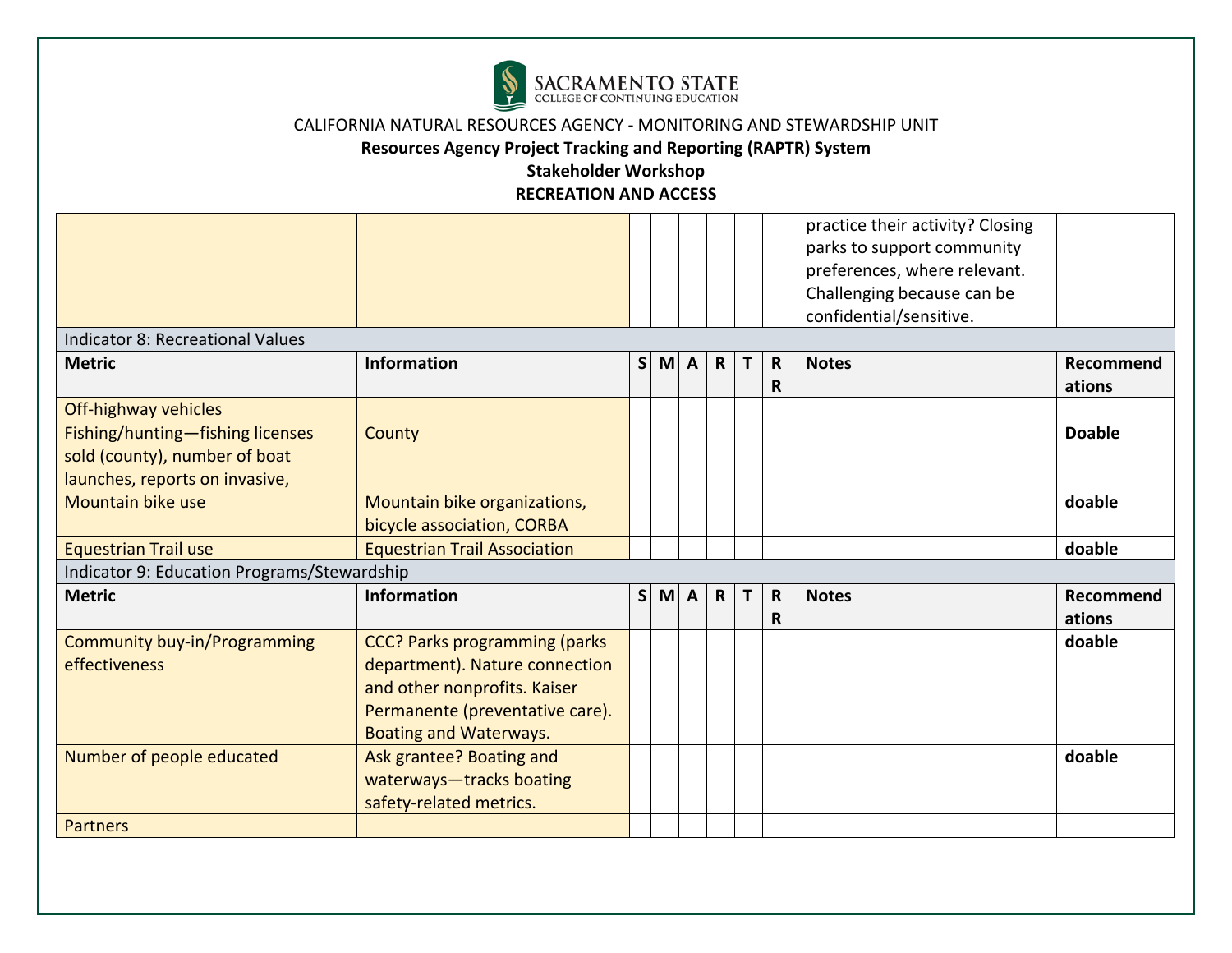| | | | | | | | | | |
|---|---|---|---|---|---|---|---|---|---|
| | | | | | | | | practice their activity? Closing parks to support community preferences, where relevant. Challenging because can be confidential/sensitive. | |

| Indicator 8: Recreational Values | | | | | | | | | |
|---|---|---|---|---|---|---|---|---|---|
| **Metric** | **Information** | **S** | **M** | **A** | **R** | **T** | **R R** | **Notes** | **Recommendations** |
| Off-highway vehicles | | | | | | | | | |
| Fishing/hunting—fishing licenses sold (county), number of boat launches, reports on invasive, | County | | | | | | | | **Doable** |
| Mountain bike use | Mountain bike organizations, bicycle association, CORBA | | | | | | | | **doable** |
| Equestrian Trail use | Equestrian Trail Association | | | | | | | | **doable** |

| Indicator 9: Education Programs/Stewardship | | | | | | | | | |
|---|---|---|---|---|---|---|---|---|---|
| **Metric** | **Information** | **S** | **M** | **A** | **R** | **T** | **R R** | **Notes** | **Recommendations** |
| Community buy-in/Programming effectiveness | CCC? Parks programming (parks department). Nature connection and other nonprofits. Kaiser Permanente (preventative care). Boating and Waterways. | | | | | | | | **doable** |
| Number of people educated | Ask grantee? Boating and waterways—tracks boating safety-related metrics. | | | | | | | | **doable** |
| Partners | | | | | | | | | |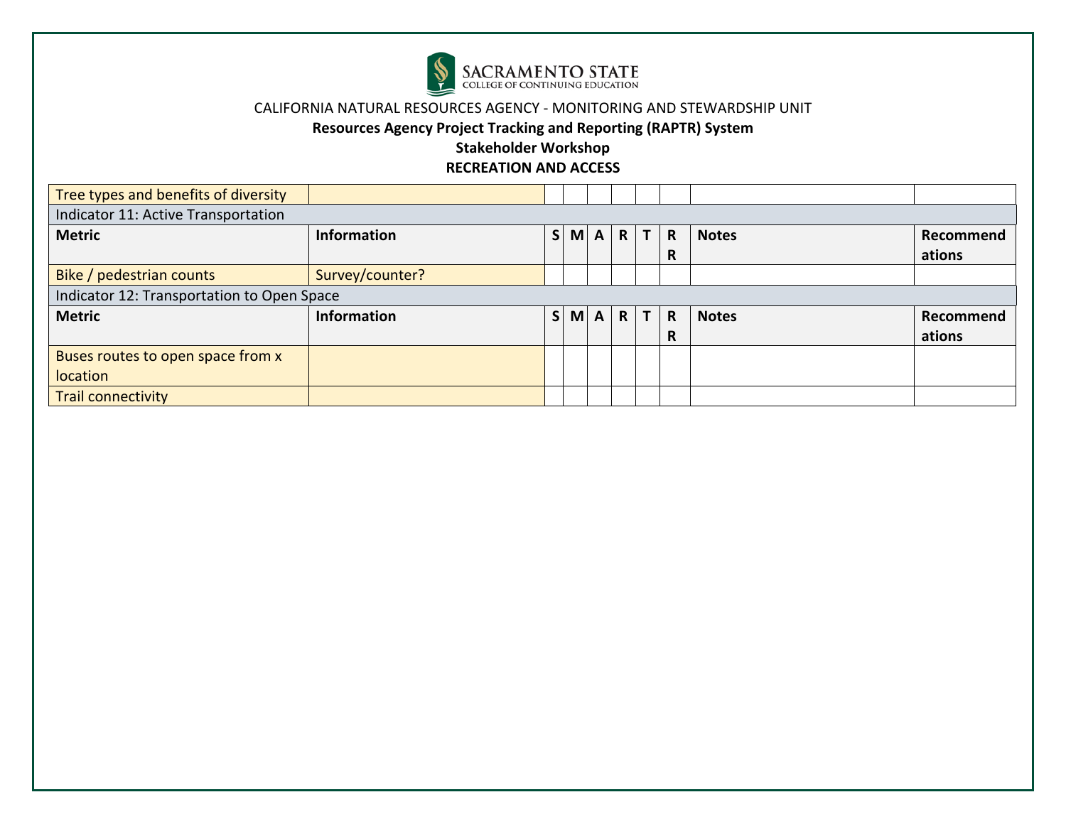SACRAMENTO STATE
COLLEGE OF CONTINUING EDUCATION

CALIFORNIA NATURAL RESOURCES AGENCY - MONITORING AND STEWARDSHIP UNIT

**Resources Agency Project Tracking and Reporting (RAPTR) System**

**Stakeholder Workshop**

**RECREATION AND ACCESS**

| | | | | | | | | | |
|---|---|---|---|---|---|---|---|---|---|
| Tree types and benefits of diversity | | | | | | | | | |
| Indicator 11: Active Transportation | | | | | | | | | |
| **Metric** | **Information** | **S** | **M** | **A** | **R** | **T** | **RR** | **Notes** | **Recommendations** |
| Bike / pedestrian counts | Survey/counter? | | | | | | | | |
| Indicator 12: Transportation to Open Space | | | | | | | | | |
| **Metric** | **Information** | **S** | **M** | **A** | **R** | **T** | **RR** | **Notes** | **Recommendations** |
| Buses routes to open space from x location | | | | | | | | | |
| Trail connectivity | | | | | | | | | |